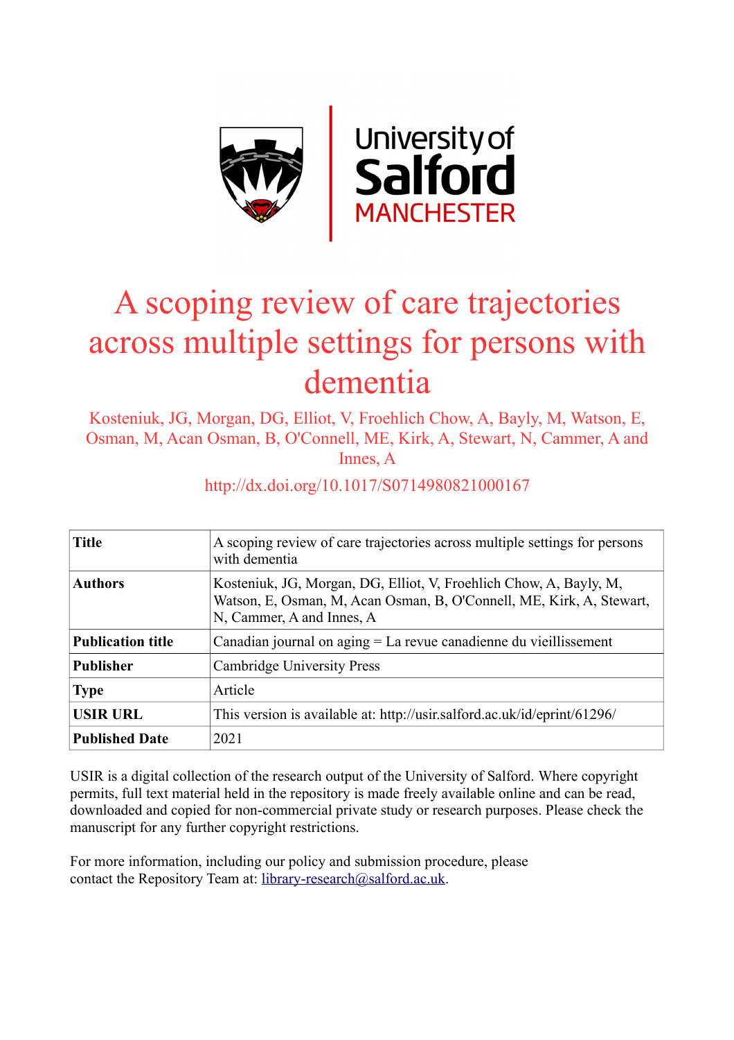# A scoping review of care trajectories across multiple settings for persons with dementia

Kosteniuk, JG, Morgan, DG, Elliot, V, Froehlich Chow, A, Bayly, M, Watson, E, Osman, M, Acan Osman, B, O'Connell, ME, Kirk, A, Stewart, N, Cammer, A and Innes, A

http://dx.doi.org/10.1017/S0714980821000167

| **Title** | A scoping review of care trajectories across multiple settings for persons with dementia |
|---|---|
| **Authors** | Kosteniuk, JG, Morgan, DG, Elliot, V, Froehlich Chow, A, Bayly, M, Watson, E, Osman, M, Acan Osman, B, O'Connell, ME, Kirk, A, Stewart, N, Cammer, A and Innes, A |
| **Publication title** | Canadian journal on aging = La revue canadienne du vieillissement |
| **Publisher** | Cambridge University Press |
| **Type** | Article |
| **USIR URL** | This version is available at: http://usir.salford.ac.uk/id/eprint/61296/ |
| **Published Date** | 2021 |

USIR is a digital collection of the research output of the University of Salford. Where copyright permits, full text material held in the repository is made freely available online and can be read, downloaded and copied for non-commercial private study or research purposes. Please check the manuscript for any further copyright restrictions.

For more information, including our policy and submission procedure, please contact the Repository Team at: library-research@salford.ac.uk.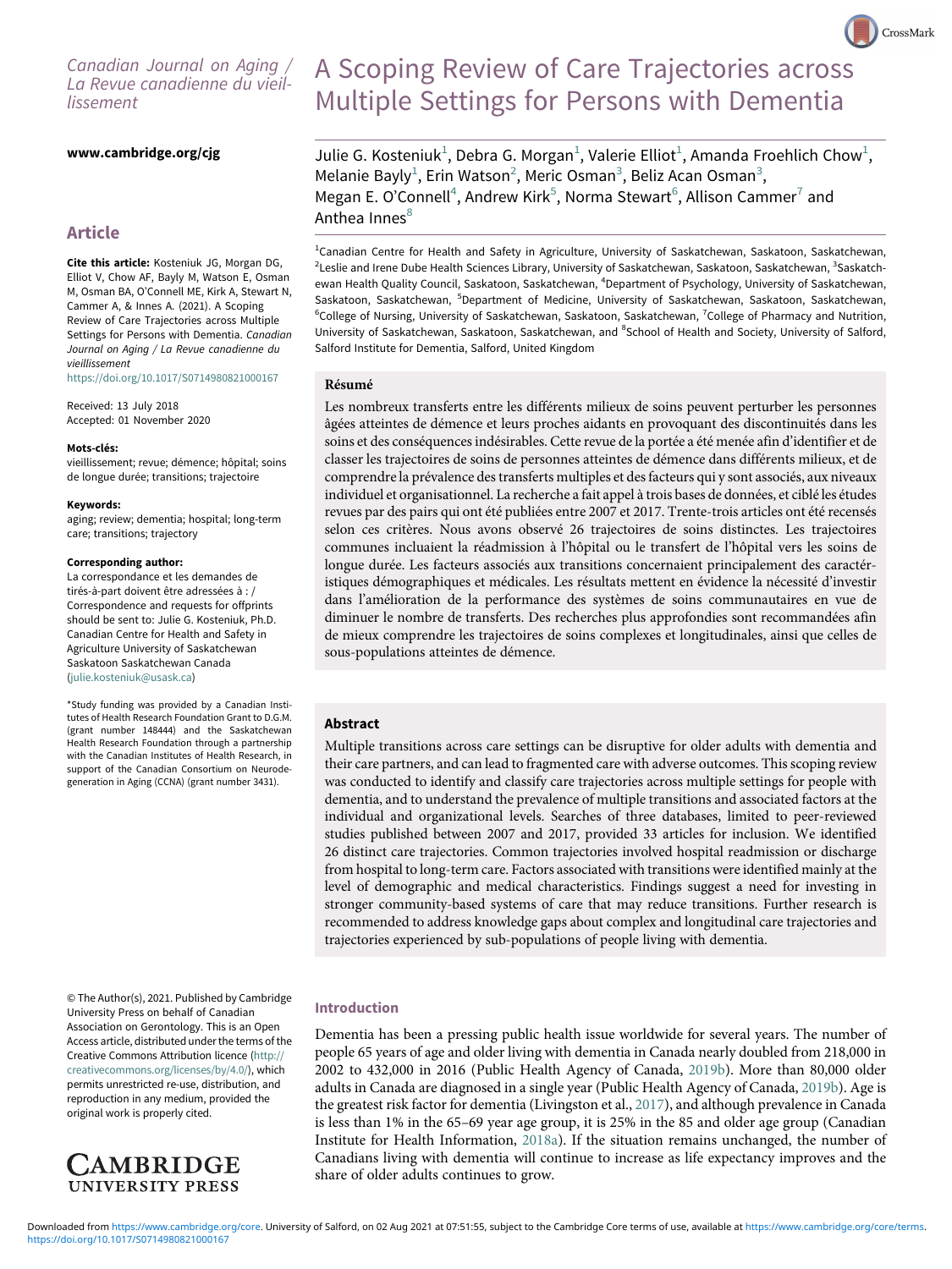Canadian Journal on Aging / La Revue canadienne du vieillissement

www.cambridge.org/cjg

## Article

**Cite this article:** Kosteniuk JG, Morgan DG, Elliot V, Chow AF, Bayly M, Watson E, Osman M, Osman BA, O'Connell ME, Kirk A, Stewart N, Cammer A, & Innes A. (2021). A Scoping Review of Care Trajectories across Multiple Settings for Persons with Dementia. *Canadian Journal on Aging / La Revue canadienne du vieillissement*
https://doi.org/10.1017/S0714980821000167

Received: 13 July 2018
Accepted: 01 November 2020

**Mots-clés:**
vieillissement; revue; démence; hôpital; soins de longue durée; transitions; trajectoire

**Keywords:**
aging; review; dementia; hospital; long-term care; transitions; trajectory

**Corresponding author:**
La correspondance et les demandes de tirés-à-part doivent être adressées à : / Correspondence and requests for offprints should be sent to: Julie G. Kosteniuk, Ph.D. Canadian Centre for Health and Safety in Agriculture University of Saskatchewan Saskatoon Saskatchewan Canada (julie.kosteniuk@usask.ca)

*Study funding was provided by a Canadian Institutes of Health Research Foundation Grant to D.G.M. (grant number 148444) and the Saskatchewan Health Research Foundation through a partnership with the Canadian Institutes of Health Research, in support of the Canadian Consortium on Neurodegeneration in Aging (CCNA) (grant number 3431).

© The Author(s), 2021. Published by Cambridge University Press on behalf of Canadian Association on Gerontology. This is an Open Access article, distributed under the terms of the Creative Commons Attribution licence (http://creativecommons.org/licenses/by/4.0/), which permits unrestricted re-use, distribution, and reproduction in any medium, provided the original work is properly cited.

# A Scoping Review of Care Trajectories across Multiple Settings for Persons with Dementia

Julie G. Kosteniuk[1], Debra G. Morgan[1], Valerie Elliot[1], Amanda Froehlich Chow[1], Melanie Bayly[1], Erin Watson[2], Meric Osman[3], Beliz Acan Osman[3], Megan E. O'Connell[4], Andrew Kirk[5], Norma Stewart[6], Allison Cammer[7] and Anthea Innes[8]

[1]Canadian Centre for Health and Safety in Agriculture, University of Saskatchewan, Saskatoon, Saskatchewan, [2]Leslie and Irene Dube Health Sciences Library, University of Saskatchewan, Saskatoon, Saskatchewan, [3]Saskatchewan Health Quality Council, Saskatoon, Saskatchewan, [4]Department of Psychology, University of Saskatchewan, Saskatoon, Saskatchewan, [5]Department of Medicine, University of Saskatchewan, Saskatoon, Saskatchewan, [6]College of Nursing, University of Saskatchewan, Saskatoon, Saskatchewan, [7]College of Pharmacy and Nutrition, University of Saskatchewan, Saskatoon, Saskatchewan, and [8]School of Health and Society, University of Salford, Salford Institute for Dementia, Salford, United Kingdom

### Résumé

Les nombreux transferts entre les différents milieux de soins peuvent perturber les personnes âgées atteintes de démence et leurs proches aidants en provoquant des discontinuités dans les soins et des conséquences indésirables. Cette revue de la portée a été menée afin d'identifier et de classer les trajectoires de soins de personnes atteintes de démence dans différents milieux, et de comprendre la prévalence des transferts multiples et des facteurs qui y sont associés, au niveau individuel et organisationnel. La recherche a fait appel à trois bases de données, et ciblé les études revues par des pairs qui ont été publiées entre 2007 et 2017. Trente-trois articles ont été recensés selon ces critères. Nous avons observé 26 trajectoires de soins distinctes. Les trajectoires communes incluaient la réadmission à l'hôpital ou le transfert de l'hôpital vers les soins de longue durée. Les facteurs associés aux transitions concernaient principalement des caractéristiques démographiques et médicales. Les résultats mettent en évidence la nécessité d'investir dans l'amélioration de la performance des systèmes de soins communautaires en vue de diminuer le nombre de transferts. Des recherches plus approfondies sont recommandées afin de mieux comprendre les trajectoires de soins complexes et longitudinales, ainsi que celles de sous-populations atteintes de démence.

### Abstract

Multiple transitions across care settings can be disruptive for older adults with dementia and their care partners, and can lead to fragmented care with adverse outcomes. This scoping review was conducted to identify and classify care trajectories across multiple settings for people with dementia, and to understand the prevalence of multiple transitions and associated factors at the individual and organizational levels. Searches of three databases, limited to peer-reviewed studies published between 2007 and 2017, provided 33 articles for inclusion. We identified 26 distinct care trajectories. Common trajectories involved hospital readmission or discharge from hospital to long-term care. Factors associated with transitions were identified mainly at the level of demographic and medical characteristics. Findings suggest a need for investing in stronger community-based systems of care that may reduce transitions. Further research is recommended to address knowledge gaps about complex and longitudinal care trajectories and trajectories experienced by sub-populations of people living with dementia.

## Introduction

Dementia has been a pressing public health issue worldwide for several years. The number of people 65 years of age and older living with dementia in Canada nearly doubled from 218,000 in 2002 to 432,000 in 2016 (Public Health Agency of Canada, 2019b). More than 80,000 older adults in Canada are diagnosed in a single year (Public Health Agency of Canada, 2019b). Age is the greatest risk factor for dementia (Livingston et al., 2017), and although prevalence in Canada is less than 1% in the 65–69 year age group, it is 25% in the 85 and older age group (Canadian Institute for Health Information, 2018a). If the situation remains unchanged, the number of Canadians living with dementia will continue to increase as life expectancy improves and the share of older adults continues to grow.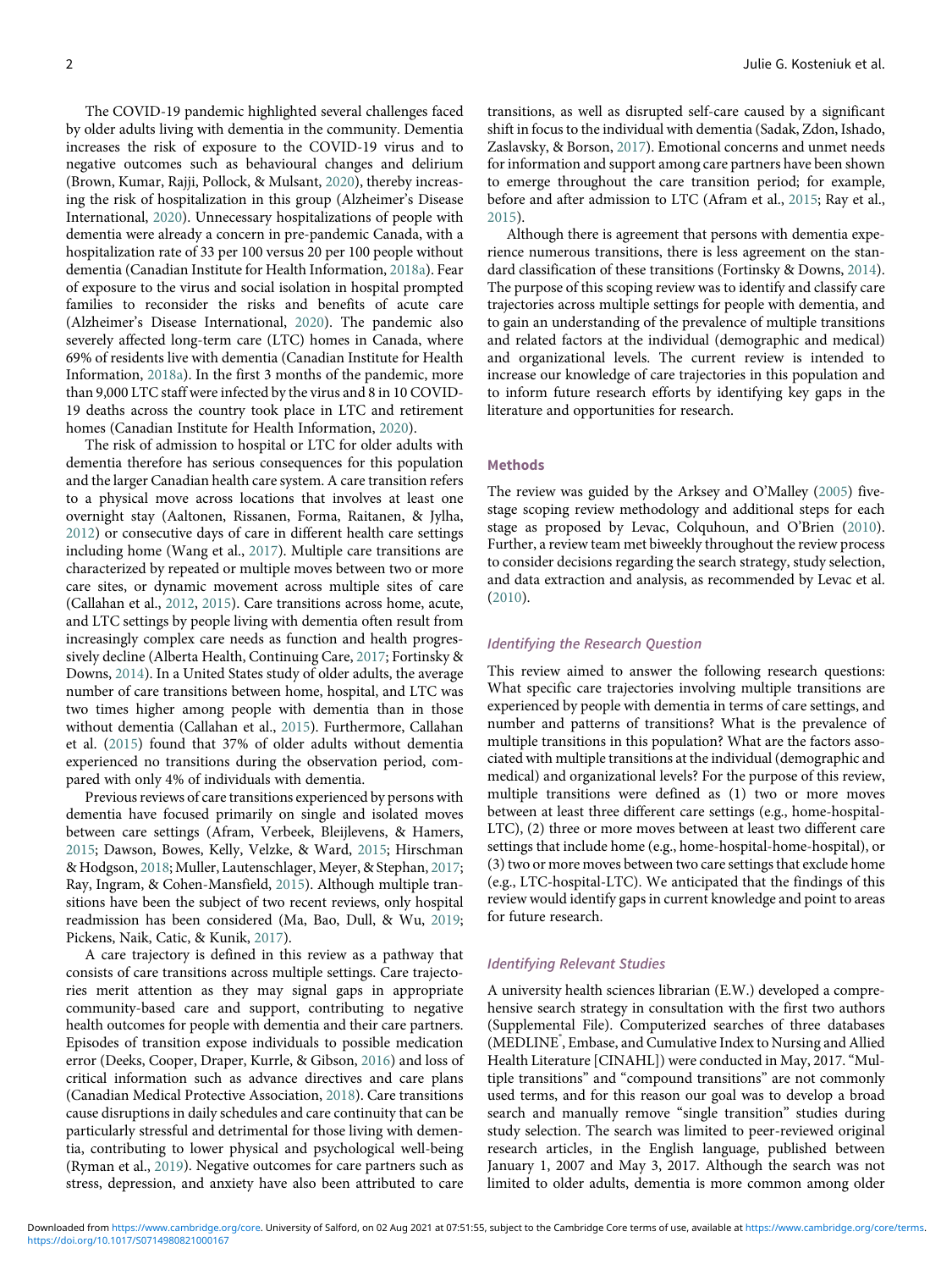The COVID-19 pandemic highlighted several challenges faced by older adults living with dementia in the community. Dementia increases the risk of exposure to the COVID-19 virus and to negative outcomes such as behavioural changes and delirium (Brown, Kumar, Rajji, Pollock, & Mulsant, 2020), thereby increasing the risk of hospitalization in this group (Alzheimer's Disease International, 2020). Unnecessary hospitalizations of people with dementia were already a concern in pre-pandemic Canada, with a hospitalization rate of 33 per 100 versus 20 per 100 people without dementia (Canadian Institute for Health Information, 2018a). Fear of exposure to the virus and social isolation in hospital prompted families to reconsider the risks and benefits of acute care (Alzheimer's Disease International, 2020). The pandemic also severely affected long-term care (LTC) homes in Canada, where 69% of residents live with dementia (Canadian Institute for Health Information, 2018a). In the first 3 months of the pandemic, more than 9,000 LTC staff were infected by the virus and 8 in 10 COVID-19 deaths across the country took place in LTC and retirement homes (Canadian Institute for Health Information, 2020).

The risk of admission to hospital or LTC for older adults with dementia therefore has serious consequences for this population and the larger Canadian health care system. A care transition refers to a physical move across locations that involves at least one overnight stay (Aaltonen, Rissanen, Forma, Raitanen, & Jylha, 2012) or consecutive days of care in different health care settings including home (Wang et al., 2017). Multiple care transitions are characterized by repeated or multiple moves between two or more care sites, or dynamic movement across multiple sites of care (Callahan et al., 2012, 2015). Care transitions across home, acute, and LTC settings by people living with dementia often result from increasingly complex care needs as function and health progressively decline (Alberta Health, Continuing Care, 2017; Fortinsky & Downs, 2014). In a United States study of older adults, the average number of care transitions between home, hospital, and LTC was two times higher among people with dementia than in those without dementia (Callahan et al., 2015). Furthermore, Callahan et al. (2015) found that 37% of older adults without dementia experienced no transitions during the observation period, compared with only 4% of individuals with dementia.

Previous reviews of care transitions experienced by persons with dementia have focused primarily on single and isolated moves between care settings (Afram, Verbeek, Bleijlevens, & Hamers, 2015; Dawson, Bowes, Kelly, Velzke, & Ward, 2015; Hirschman & Hodgson, 2018; Muller, Lautenschlager, Meyer, & Stephan, 2017; Ray, Ingram, & Cohen-Mansfield, 2015). Although multiple transitions have been the subject of two recent reviews, only hospital readmission has been considered (Ma, Bao, Dull, & Wu, 2019; Pickens, Naik, Catic, & Kunik, 2017).

A care trajectory is defined in this review as a pathway that consists of care transitions across multiple settings. Care trajectories merit attention as they may signal gaps in appropriate community-based care and support, contributing to negative health outcomes for people with dementia and their care partners. Episodes of transition expose individuals to possible medication error (Deeks, Cooper, Draper, Kurrle, & Gibson, 2016) and loss of critical information such as advance directives and care plans (Canadian Medical Protective Association, 2018). Care transitions cause disruptions in daily schedules and care continuity that can be particularly stressful and detrimental for those living with dementia, contributing to lower physical and psychological well-being (Ryman et al., 2019). Negative outcomes for care partners such as stress, depression, and anxiety have also been attributed to care transitions, as well as disrupted self-care caused by a significant shift in focus to the individual with dementia (Sadak, Zdon, Ishado, Zaslavsky, & Borson, 2017). Emotional concerns and unmet needs for information and support among care partners have been shown to emerge throughout the care transition period; for example, before and after admission to LTC (Afram et al., 2015; Ray et al., 2015).

Although there is agreement that persons with dementia experience numerous transitions, there is less agreement on the standard classification of these transitions (Fortinsky & Downs, 2014). The purpose of this scoping review was to identify and classify care trajectories across multiple settings for people with dementia, and to gain an understanding of the prevalence of multiple transitions and related factors at the individual (demographic and medical) and organizational levels. The current review is intended to increase our knowledge of care trajectories in this population and to inform future research efforts by identifying key gaps in the literature and opportunities for research.

## Methods

The review was guided by the Arksey and O'Malley (2005) five-stage scoping review methodology and additional steps for each stage as proposed by Levac, Colquhoun, and O'Brien (2010). Further, a review team met biweekly throughout the review process to consider decisions regarding the search strategy, study selection, and data extraction and analysis, as recommended by Levac et al. (2010).

### *Identifying the Research Question*

This review aimed to answer the following research questions: What specific care trajectories involving multiple transitions are experienced by people with dementia in terms of care settings, and number and patterns of transitions? What is the prevalence of multiple transitions in this population? What are the factors associated with multiple transitions at the individual (demographic and medical) and organizational levels? For the purpose of this review, multiple transitions were defined as (1) two or more moves between at least three different care settings (e.g., home-hospital-LTC), (2) three or more moves between at least two different care settings that include home (e.g., home-hospital-home-hospital), or (3) two or more moves between two care settings that exclude home (e.g., LTC-hospital-LTC). We anticipated that the findings of this review would identify gaps in current knowledge and point to areas for future research.

### *Identifying Relevant Studies*

A university health sciences librarian (E.W.) developed a comprehensive search strategy in consultation with the first two authors (Supplemental File). Computerized searches of three databases (MEDLINE®, Embase, and Cumulative Index to Nursing and Allied Health Literature [CINAHL]) were conducted in May, 2017. "Multiple transitions" and "compound transitions" are not commonly used terms, and for this reason our goal was to develop a broad search and manually remove "single transition" studies during study selection. The search was limited to peer-reviewed original research articles, in the English language, published between January 1, 2007 and May 3, 2017. Although the search was not limited to older adults, dementia is more common among older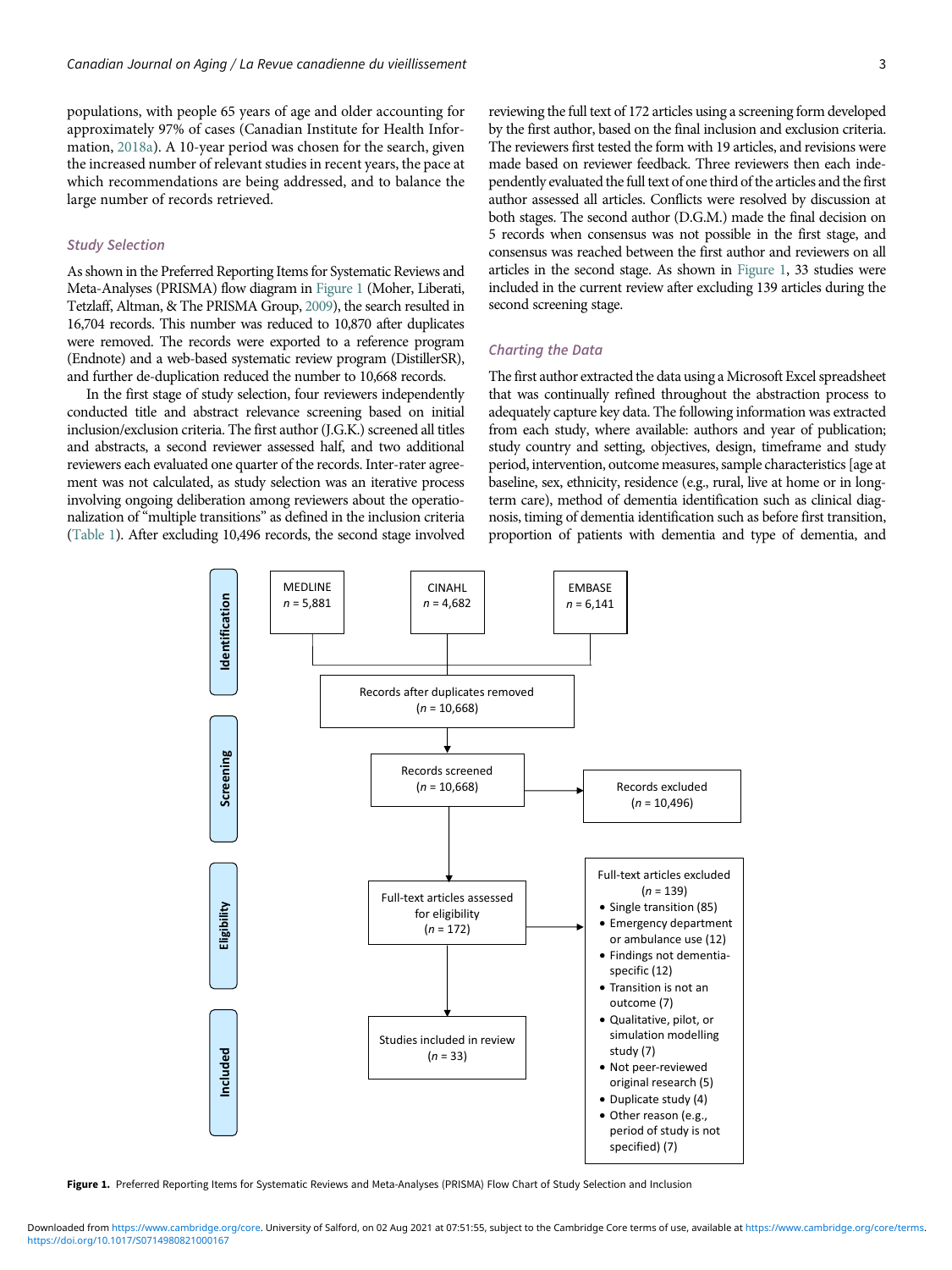populations, with people 65 years of age and older accounting for approximately 97% of cases (Canadian Institute for Health Information, 2018a). A 10-year period was chosen for the search, given the increased number of relevant studies in recent years, the pace at which recommendations are being addressed, and to balance the large number of records retrieved.

### Study Selection

As shown in the Preferred Reporting Items for Systematic Reviews and Meta-Analyses (PRISMA) flow diagram in Figure 1 (Moher, Liberati, Tetzlaff, Altman, & The PRISMA Group, 2009), the search resulted in 16,704 records. This number was reduced to 10,870 after duplicates were removed. The records were exported to a reference program (Endnote) and a web-based systematic review program (DistillerSR), and further de-duplication reduced the number to 10,668 records.

In the first stage of study selection, four reviewers independently conducted title and abstract relevance screening based on initial inclusion/exclusion criteria. The first author (J.G.K.) screened all titles and abstracts, a second reviewer assessed half, and two additional reviewers each evaluated one quarter of the records. Inter-rater agreement was not calculated, as study selection was an iterative process involving ongoing deliberation among reviewers about the operationalization of "multiple transitions" as defined in the inclusion criteria (Table 1). After excluding 10,496 records, the second stage involved reviewing the full text of 172 articles using a screening form developed by the first author, based on the final inclusion and exclusion criteria. The reviewers first tested the form with 19 articles, and revisions were made based on reviewer feedback. Three reviewers then each independently evaluated the full text of one third of the articles and the first author assessed all articles. Conflicts were resolved by discussion at both stages. The second author (D.G.M.) made the final decision on 5 records when consensus was not possible in the first stage, and consensus was reached between the first author and reviewers on all articles in the second stage. As shown in Figure 1, 33 studies were included in the current review after excluding 139 articles during the second screening stage.

### Charting the Data

The first author extracted the data using a Microsoft Excel spreadsheet that was continually refined throughout the abstraction process to adequately capture key data. The following information was extracted from each study, where available: authors and year of publication; study country and setting, objectives, design, timeframe and study period, intervention, outcome measures, sample characteristics [age at baseline, sex, ethnicity, rural, live at home or in long-term care), method of dementia identification such as clinical diagnosis, timing of dementia identification such as before first transition, proportion of patients with dementia and type of dementia, and

**Identification**

MEDLINE
$n$ = 5,881

CINAHL
$n$ = 4,682

EMBASE
$n$ = 6,141

Records after duplicates removed
($n$ = 10,668)

**Screening**

Records screened
($n$ = 10,668)

Records excluded
($n$ = 10,496)

**Eligibility**

Full-text articles assessed for eligibility
($n$ = 172)

Full-text articles excluded
($n$ = 139)
- Single transition (85)
- Emergency department or ambulance use (12)
- Findings not dementia-specific (12)
- Transition is not an outcome (7)
- Qualitative, pilot, or simulation modelling study (7)
- Not peer-reviewed original research (5)
- Duplicate study (4)
- Other reason (e.g., period of study is not specified) (7)

**Included**

Studies included in review
($n$ = 33)

**Figure 1.** Preferred Reporting Items for Systematic Reviews and Meta-Analyses (PRISMA) Flow Chart of Study Selection and Inclusion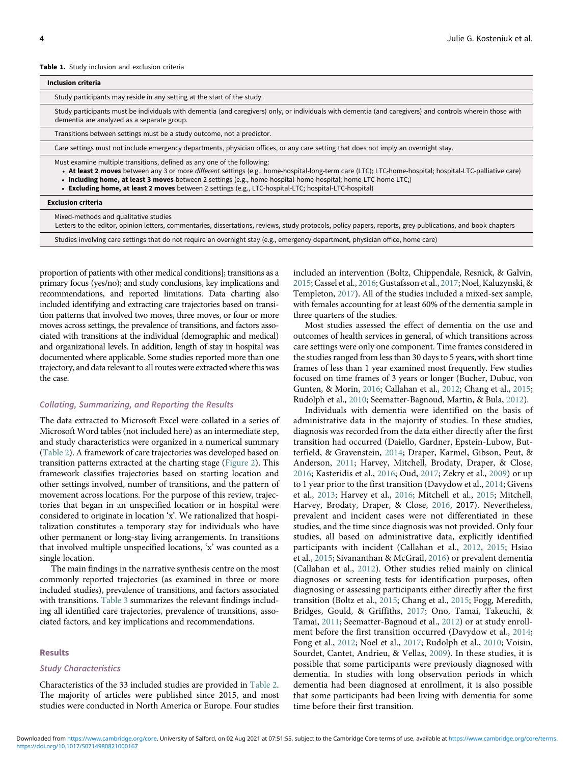**Table 1.** Study inclusion and exclusion criteria

| Inclusion criteria |
| --- |
| Study participants may reside in any setting at the start of the study. |
| Study participants must be individuals with dementia (and caregivers) only, or individuals with dementia (and caregivers) and controls wherein those with dementia are analyzed as a separate group. |
| Transitions between settings must be a study outcome, not a predictor. |
| Care settings must not include emergency departments, physician offices, or any care setting that does not imply an overnight stay. |
| Must examine multiple transitions, defined as any one of the following:<br>• **At least 2 moves** between any 3 or more *different* settings (e.g., home-hospital-long-term care (LTC); LTC-home-hospital; hospital-LTC-palliative care)<br>• **Including home, at least 3 moves** between 2 settings (e.g., home-hospital-home-hospital; home-LTC-home-LTC;)<br>• **Excluding home, at least 2 moves** between 2 settings (e.g., LTC-hospital-LTC; hospital-LTC-hospital) |
| **Exclusion criteria** |
| Mixed-methods and qualitative studies<br>Letters to the editor, opinion letters, commentaries, dissertations, reviews, study protocols, policy papers, reports, grey publications, and book chapters |
| Studies involving care settings that do not require an overnight stay (e.g., emergency department, physician office, home care) |

proportion of patients with other medical conditions]; transitions as a primary focus (yes/no); and study conclusions, key implications and recommendations, and reported limitations. Data charting also included identifying and extracting care trajectories based on transition patterns that involved two moves, three moves, or four or more moves across settings, the prevalence of transitions, and factors associated with transitions at the individual (demographic and medical) and organizational levels. In addition, length of stay in hospital was documented where applicable. Some studies reported more than one trajectory, and data relevant to all routes were extracted where this was the case.

### *Collating, Summarizing, and Reporting the Results*

The data extracted to Microsoft Excel were collated in a series of Microsoft Word tables (not included here) as an intermediate step, and study characteristics were organized in a numerical summary (Table 2). A framework of care trajectories was developed based on transition patterns extracted at the charting stage (Figure 2). This framework classifies trajectories based on starting location and other settings involved, number of transitions, and the pattern of movement across locations. For the purpose of this review, trajectories that began in an unspecified location or in hospital were considered to originate in location 'x'. We rationalized that hospitalization constitutes a temporary stay for individuals who have other permanent or long-stay living arrangements. In transitions that involved multiple unspecified locations, 'x' was counted as a single location.

The main findings in the narrative synthesis centre on the most commonly reported trajectories (as examined in three or more included studies), prevalence of transitions, and factors associated with transitions. Table 3 summarizes the relevant findings including all identified care trajectories, prevalence of transitions, associated factors, and key implications and recommendations.

## Results

### *Study Characteristics*

Characteristics of the 33 included studies are provided in Table 2. The majority of articles were published since 2015, and most studies were conducted in North America or Europe. Four studies included an intervention (Boltz, Chippendale, Resnick, & Galvin, 2015; Cassel et al., 2016; Gustafsson et al., 2017; Noel, Kaluzynski, & Templeton, 2017). All of the studies included a mixed-sex sample, with females accounting for at least 60% of the dementia sample in three quarters of the studies.

Most studies assessed the effect of dementia on the use and outcomes of health services in general, of which transitions across care settings were only one component. Time frames considered in the studies ranged from less than 30 days to 5 years, with short time frames of less than 1 year examined most frequently. Few studies focused on time frames of 3 years or longer (Bucher, Dubuc, von Gunten, & Morin, 2016; Callahan et al., 2012; Chang et al., 2015; Rudolph et al., 2010; Seematter-Bagnoud, Martin, & Bula, 2012).

Individuals with dementia were identified on the basis of administrative data in the majority of studies. In these studies, diagnosis was recorded from the data either directly after the first transition had occurred (Daiello, Gardner, Epstein-Lubow, Butterfield, & Gravenstein, 2014; Draper, Karmel, Gibson, Peut, & Anderson, 2011; Harvey, Mitchell, Brodaty, Draper, & Close, 2016; Kasteridis et al., 2016; Oud, 2017; Zekry et al., 2009) or up to 1 year prior to the first transition (Davydow et al., 2014; Givens et al., 2013; Harvey et al., 2016; Mitchell et al., 2015; Mitchell, Harvey, Brodaty, Draper, & Close, 2016, 2017). Nevertheless, prevalent and incident cases were not differentiated in these studies, and the time since diagnosis was not provided. Only four studies, all based on administrative data, explicitly identified participants with incident (Callahan et al., 2012, 2015; Hsiao et al., 2015; Sivananthan & McGrail, 2016) or prevalent dementia (Callahan et al., 2012). Other studies relied mainly on clinical diagnoses or screening tests for identification purposes, often diagnosing or assessing participants either directly after the first transition (Boltz et al., 2015; Chang et al., 2015; Fogg, Meredith, Bridges, Gould, & Griffiths, 2017; Ono, Tamai, Takeuchi, & Tamai, 2011; Seematter-Bagnoud et al., 2012) or at study enrollment before the first transition occurred (Davydow et al., 2014; Fong et al., 2012; Noel et al., 2017; Rudolph et al., 2010; Voisin, Sourdet, Cantet, Andrieu, & Vellas, 2009). In these studies, it is possible that some participants were previously diagnosed with dementia. In studies with long observation periods in which dementia had been diagnosed at enrollment, it is also possible that some participants had been living with dementia for some time before their first transition.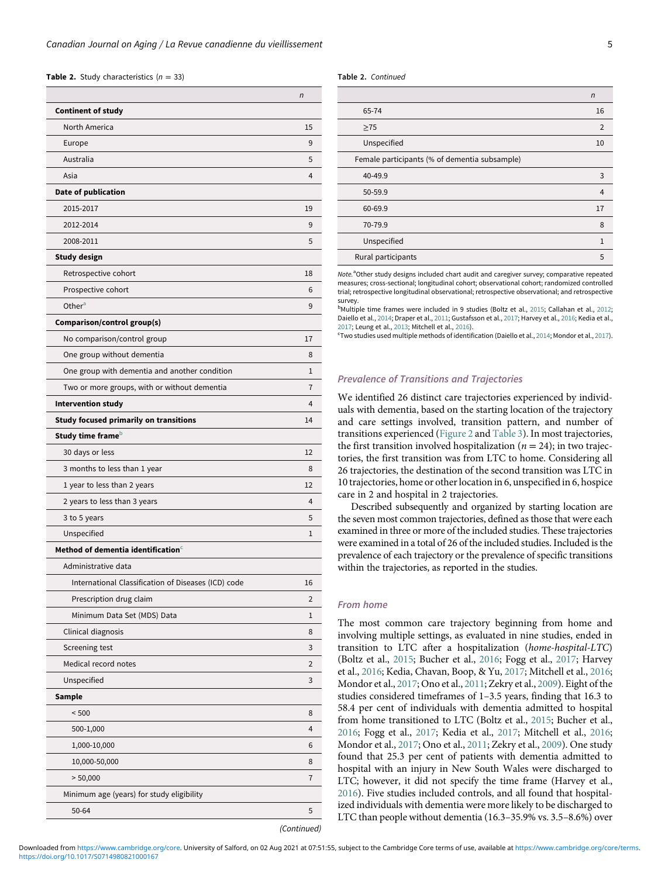**Table 2.** Study characteristics ($n$ = 33)

| | n |
|---|---|
| **Continent of study** | |
| North America | 15 |
| Europe | 9 |
| Australia | 5 |
| Asia | 4 |
| **Date of publication** | |
| 2015-2017 | 19 |
| 2012-2014 | 9 |
| 2008-2011 | 5 |
| **Study design** | |
| Retrospective cohort | 18 |
| Prospective cohort | 6 |
| Other[a] | 9 |
| **Comparison/control group(s)** | |
| No comparison/control group | 17 |
| One group without dementia | 8 |
| One group with dementia and another condition | 1 |
| Two or more groups, with or without dementia | 7 |
| **Intervention study** | 4 |
| **Study focused primarily on transitions** | 14 |
| **Study time frame**[b] | |
| 30 days or less | 12 |
| 3 months to less than 1 year | 8 |
| 1 year to less than 2 years | 12 |
| 2 years to less than 3 years | 4 |
| 3 to 5 years | 5 |
| Unspecified | 1 |
| **Method of dementia identification**[c] | |
| Administrative data | |
| International Classification of Diseases (ICD) code | 16 |
| Prescription drug claim | 2 |
| Minimum Data Set (MDS) Data | 1 |
| Clinical diagnosis | 8 |
| Screening test | 3 |
| Medical record notes | 2 |
| Unspecified | 3 |
| **Sample** | |
| < 500 | 8 |
| 500-1,000 | 4 |
| 1,000-10,000 | 6 |
| 10,000-50,000 | 8 |
| > 50,000 | 7 |
| Minimum age (years) for study eligibility | |
| 50-64 | 5 |
| 65-74 | 16 |
| ≥75 | 2 |
| Unspecified | 10 |
| Female participants (% of dementia subsample) | |
| 40-49.9 | 3 |
| 50-59.9 | 4 |
| 60-69.9 | 17 |
| 70-79.9 | 8 |
| Unspecified | 1 |
| Rural participants | 5 |

*Note.*[a]Other study designs included chart audit and caregiver survey; comparative repeated measures; cross-sectional; longitudinal cohort; observational cohort; randomized controlled trial; retrospective longitudinal observational; retrospective observational; and retrospective survey.
[b]Multiple time frames were included in 9 studies (Boltz et al., 2015; Callahan et al., 2012; Daiello et al., 2014; Draper et al., 2011; Gustafsson et al., 2017; Harvey et al., 2016; Kedia et al., 2017; Leung et al., 2013; Mitchell et al., 2016).
[c]Two studies used multiple methods of identification (Daiello et al., 2014; Mondor et al., 2017).

### Prevalence of Transitions and Trajectories

We identified 26 distinct care trajectories experienced by individuals with dementia, based on the starting location of the trajectory and care settings involved, transition pattern, and number of transitions experienced (Figure 2 and Table 3). In most trajectories, the first transition involved hospitalization ($n$ = 24); in two trajectories, the first transition was from LTC to home. Considering all 26 trajectories, the destination of the second transition was LTC in 10 trajectories, home or other location in 6, unspecified in 6, hospice care in 2 and hospital in 2 trajectories.

Described subsequently and organized by starting location are the seven most common trajectories, defined as those that were each examined in three or more of the included studies. These trajectories were examined in a total of 26 of the included studies. Included is the prevalence of each trajectory or the prevalence of specific transitions within the trajectories, as reported in the studies.

#### From home

The most common care trajectory beginning from home and involving multiple settings, as evaluated in nine studies, ended in transition to LTC after a hospitalization (*home-hospital-LTC*) (Boltz et al., 2015; Bucher et al., 2016; Fogg et al., 2017; Harvey et al., 2016; Kedia, Chavan, Boop, & Yu, 2017; Mitchell et al., 2016; Mondor et al., 2017; Ono et al., 2011; Zekry et al., 2009). Eight of the studies considered timeframes of 1–3.5 years, finding that 16.3 to 58.4 per cent of individuals with dementia admitted to hospital from home transitioned to LTC (Boltz et al., 2015; Bucher et al., 2016; Fogg et al., 2017; Kedia et al., 2017; Mitchell et al., 2016; Mondor et al., 2017; Ono et al., 2011; Zekry et al., 2009). One study found that 25.3 per cent of patients with dementia admitted to hospital with an injury in New South Wales were discharged to LTC; however, it did not specify the time frame (Harvey et al., 2016). Five studies included controls, and all found that hospitalized individuals with dementia were more likely to be discharged to LTC than people without dementia (16.3–35.9% vs. 3.5–8.6%) over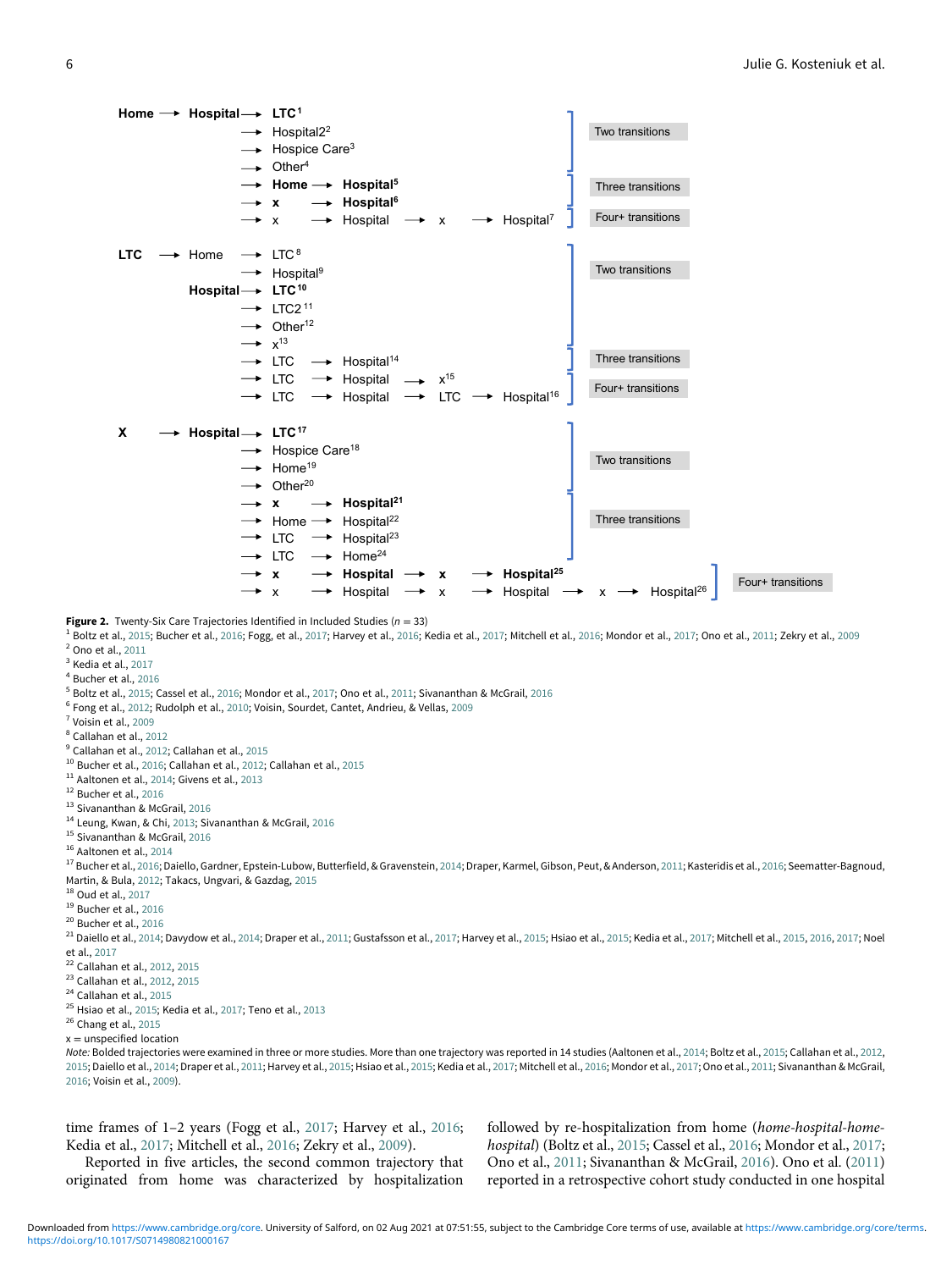**Home** → **Hospital** → **LTC**[1]
→ Hospital2[2]
→ Hospice Care[3]
→ Other[4]
→ **Home** → **Hospital**[5]
→ **x** → **Hospital**[6]
→ x → Hospital → x → Hospital[7]

Two transitions | Three transitions | Four+ transitions

**LTC** → Home → LTC[8]
→ Hospital[9]
**Hospital** → **LTC**[10]
→ LTC2[11]
→ Other[12]
→ x[13]
→ LTC → Hospital[14]
→ LTC → Hospital → x[15]
→ LTC → Hospital → LTC → Hospital[16]

Two transitions | Three transitions | Four+ transitions

**X** → **Hospital** → **LTC**[17]
→ Hospice Care[18]
→ Home[19]
→ Other[20]
→ **x** → **Hospital**[21]
→ Home → Hospital[22]
→ LTC → Hospital[23]
→ LTC → Home[24]
→ **x** → **Hospital** → **x** → **Hospital**[25]
→ x → Hospital → x → Hospital → x → Hospital[26]

Two transitions | Three transitions | Four+ transitions

**Figure 2.** Twenty-Six Care Trajectories Identified in Included Studies ($n = 33$)

[1] Boltz et al., 2015; Bucher et al., 2016; Fogg, et al., 2017; Harvey et al., 2016; Kedia et al., 2017; Mitchell et al., 2016; Mondor et al., 2017; Ono et al., 2011; Zekry et al., 2009
[2] Ono et al., 2011
[3] Kedia et al., 2017
[4] Bucher et al., 2016
[5] Boltz et al., 2015; Cassel et al., 2016; Mondor et al., 2017; Ono et al., 2011; Sivananthan & McGrail, 2016
[6] Fong et al., 2012; Rudolph et al., 2010; Voisin, Sourdet, Cantet, Andrieu, & Vellas, 2009
[7] Voisin et al., 2009
[8] Callahan et al., 2012
[9] Callahan et al., 2012; Callahan et al., 2015
[10] Bucher et al., 2016; Callahan et al., 2012; Callahan et al., 2015
[11] Aaltonen et al., 2014; Givens et al., 2013
[12] Bucher et al., 2016
[13] Sivananthan & McGrail, 2016
[14] Leung, Kwan, & Chi, 2013; Sivananthan & McGrail, 2016
[15] Sivananthan & McGrail, 2016
[16] Aaltonen et al., 2014
[17] Bucher et al., 2016; Daiello, Gardner, Epstein-Lubow, Butterfield, & Gravenstein, 2014; Draper, Karmel, Gibson, Peut, & Anderson, 2011; Kasteridis et al., 2016; Seematter-Bagnoud, Martin, & Bula, 2012; Takacs, Ungvari, & Gazdag, 2015
[18] Oud et al., 2017
[19] Bucher et al., 2016
[20] Bucher et al., 2016
[21] Daiello et al., 2014; Davydow et al., 2014; Draper et al., 2011; Gustafsson et al., 2017; Harvey et al., 2015; Hsiao et al., 2015; Kedia et al., 2017; Mitchell et al., 2015, 2016, 2017; Noel et al., 2017
[22] Callahan et al., 2012, 2015
[23] Callahan et al., 2012, 2015
[24] Callahan et al., 2015
[25] Hsiao et al., 2015; Kedia et al., 2017; Teno et al., 2013
[26] Chang et al., 2015
x = unspecified location

*Note:* Bolded trajectories were examined in three or more studies. More than one trajectory was reported in 14 studies (Aaltonen et al., 2014; Boltz et al., 2015; Callahan et al., 2012, 2015; Daiello et al., 2014; Draper et al., 2011; Harvey et al., 2015; Hsiao et al., 2015; Kedia et al., 2017; Mitchell et al., 2016; Mondor et al., 2017; Ono et al., 2011; Sivananthan & McGrail, 2016; Voisin et al., 2009).

time frames of 1–2 years (Fogg et al., 2017; Harvey et al., 2016; Kedia et al., 2017; Mitchell et al., 2016; Zekry et al., 2009).

Reported in five articles, the second common trajectory that originated from home was characterized by hospitalization followed by re-hospitalization from home (*home-hospital-home-hospital*) (Boltz et al., 2015; Cassel et al., 2016; Mondor et al., 2017; Ono et al., 2011; Sivananthan & McGrail, 2016). Ono et al. (2011) reported in a retrospective cohort study conducted in one hospital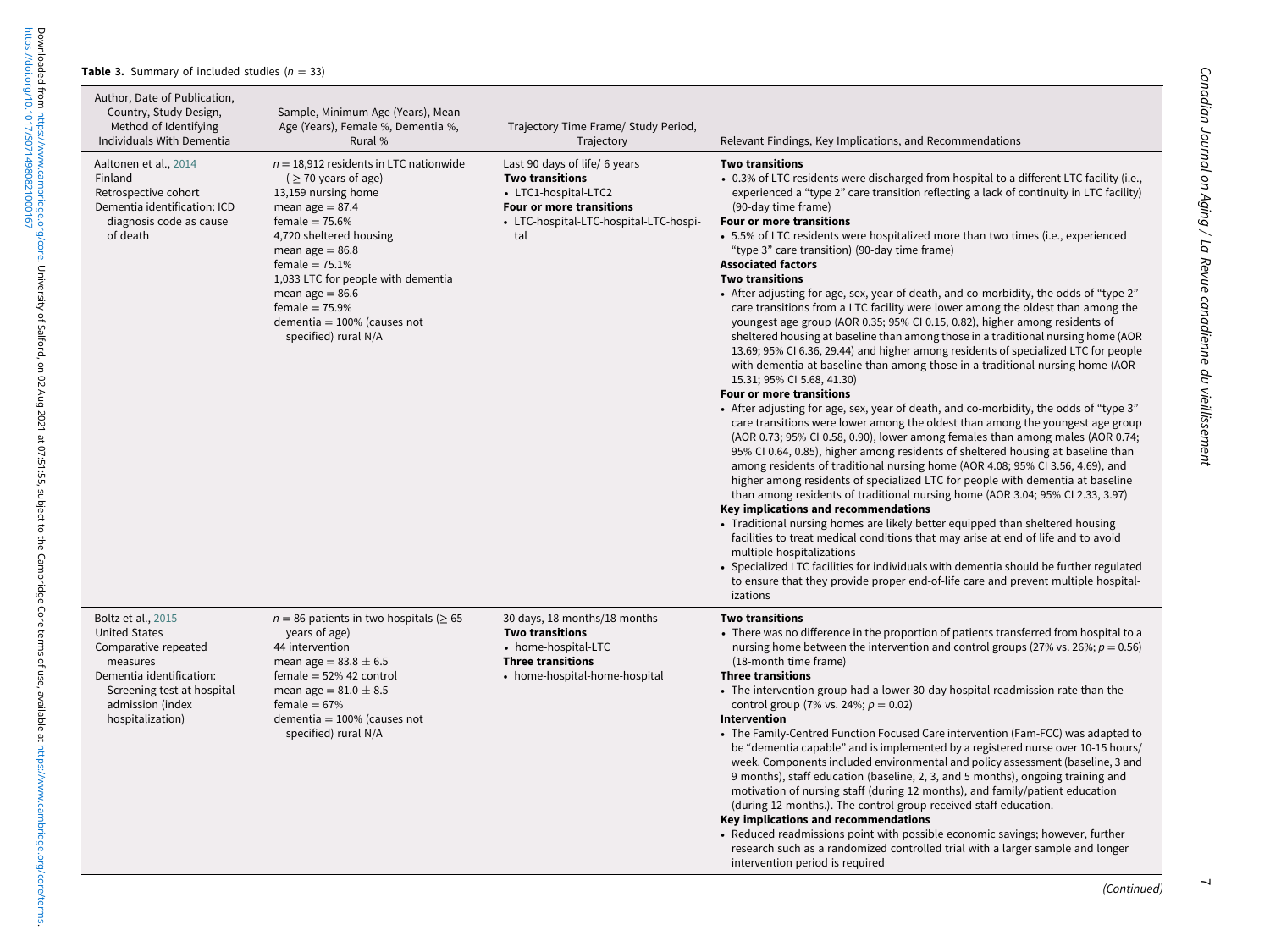**Table 3.** Summary of included studies ($n$ = 33)

| Author, Date of Publication, Country, Study Design, Method of Identifying Individuals With Dementia | Sample, Minimum Age (Years), Mean Age (Years), Female %, Dementia %, Rural % | Trajectory Time Frame/ Study Period, Trajectory | Relevant Findings, Key Implications, and Recommendations |
|---|---|---|---|
| Aaltonen et al., 2014<br>Finland<br>Retrospective cohort<br>Dementia identification: ICD diagnosis code as cause of death | $n$ = 18,912 residents in LTC nationwide (≥ 70 years of age)<br>13,159 nursing home<br>mean age = 87.4<br>female = 75.6%<br>4,720 sheltered housing<br>mean age = 86.8<br>female = 75.1%<br>1,033 LTC for people with dementia<br>mean age = 86.6<br>female = 75.9%<br>dementia = 100% (causes not specified) rural N/A | Last 90 days of life/ 6 years<br>**Two transitions**<br>• LTC1-hospital-LTC2<br>**Four or more transitions**<br>• LTC-hospital-LTC-hospital-LTC-hospital | **Two transitions**<br>• 0.3% of LTC residents were discharged from hospital to a different LTC facility (i.e., experienced a "type 2" care transition reflecting a lack of continuity in LTC facility) (90-day time frame)<br>**Four or more transitions**<br>• 5.5% of LTC residents were hospitalized more than two times (i.e., experienced "type 3" care transition) (90-day time frame)<br>**Associated factors**<br>**Two transitions**<br>• After adjusting for age, sex, year of death, and co-morbidity, the odds of "type 2" care transitions from a LTC facility were lower among the oldest than among the youngest age group (AOR 0.35; 95% CI 0.15, 0.82), higher among residents of sheltered housing at baseline than among those in a traditional nursing home (AOR 13.69; 95% CI 6.36, 29.44) and higher among residents of specialized LTC for people with dementia at baseline than among those in a traditional nursing home (AOR 15.31; 95% CI 5.68, 41.30)<br>**Four or more transitions**<br>• After adjusting for age, sex, year of death, and co-morbidity, the odds of "type 3" care transitions were lower among the oldest than among the youngest age group (AOR 0.73; 95% CI 0.58, 0.90), lower among females than among males (AOR 0.74; 95% CI 0.64, 0.85), higher among residents of sheltered housing at baseline than among residents of traditional nursing home (AOR 4.08; 95% CI 3.56, 4.69), and higher among residents of specialized LTC for people with dementia at baseline than among residents of traditional nursing home (AOR 3.04; 95% CI 2.33, 3.97)<br>**Key implications and recommendations**<br>• Traditional nursing homes are likely better equipped than sheltered housing facilities to treat medical conditions that may arise at end of life and to avoid multiple hospitalizations<br>• Specialized LTC facilities for individuals with dementia should be further regulated to ensure that they provide proper end-of-life care and prevent multiple hospitalizations |
| Boltz et al., 2015<br>United States<br>Comparative repeated measures<br>Dementia identification: Screening test at hospital admission (index hospitalization) | $n$ = 86 patients in two hospitals (≥ 65 years of age)<br>44 intervention<br>mean age = 83.8 ± 6.5<br>female = 52% 42 control<br>mean age = 81.0 ± 8.5<br>female = 67%<br>dementia = 100% (causes not specified) rural N/A | 30 days, 18 months/18 months<br>**Two transitions**<br>• home-hospital-LTC<br>**Three transitions**<br>• home-hospital-home-hospital | **Two transitions**<br>• There was no difference in the proportion of patients transferred from hospital to a nursing home between the intervention and control groups (27% vs. 26%; $p$ = 0.56) (18-month time frame)<br>**Three transitions**<br>• The intervention group had a lower 30-day hospital readmission rate than the control group (7% vs. 24%; $p$ = 0.02)<br>**Intervention**<br>• The Family-Centred Function Focused Care intervention (Fam-FCC) was adapted to be "dementia capable" and is implemented by a registered nurse over 10-15 hours/ week. Components included environmental and policy assessment (baseline, 3 and 9 months), staff education (baseline, 2, 3, and 5 months), ongoing training and motivation of nursing staff (during 12 months), and family/patient education (during 12 months.). The control group received staff education.<br>**Key implications and recommendations**<br>• Reduced readmissions point with possible economic savings; however, further research such as a randomized controlled trial with a larger sample and longer intervention period is required |

*(Continued)*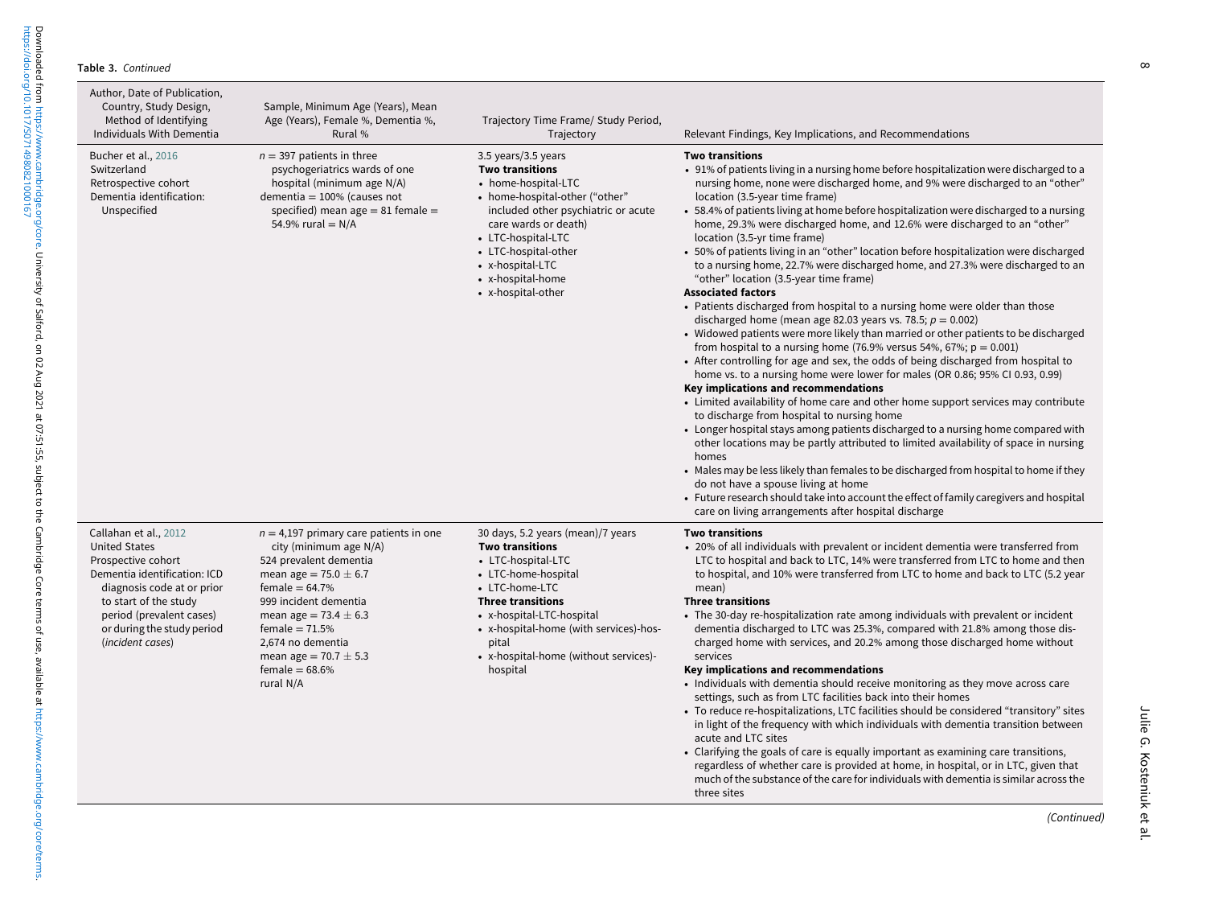**Table 3.** *Continued*

| Author, Date of Publication, Country, Study Design, Method of Identifying Individuals With Dementia | Sample, Minimum Age (Years), Mean Age (Years), Female %, Dementia %, Rural % | Trajectory Time Frame/ Study Period, Trajectory | Relevant Findings, Key Implications, and Recommendations |
|---|---|---|---|
| Bucher et al., 2016<br>Switzerland<br>Retrospective cohort<br>Dementia identification: Unspecified | $n = 397$ patients in three psychogeriatrics wards of one hospital (minimum age N/A)<br>dementia = 100% (causes not specified) mean age = 81 female = 54.9% rural = N/A | 3.5 years/3.5 years<br>**Two transitions**<br>• home-hospital-LTC<br>• home-hospital-other ("other" included other psychiatric or acute care wards or death)<br>• LTC-hospital-LTC<br>• LTC-hospital-other<br>• x-hospital-LTC<br>• x-hospital-home<br>• x-hospital-other | **Two transitions**<br>• 91% of patients living in a nursing home before hospitalization were discharged to a nursing home, none were discharged home, and 9% were discharged to an "other" location (3.5-year time frame)<br>• 58.4% of patients living at home before hospitalization were discharged to a nursing home, 29.3% were discharged home, and 12.6% were discharged to an "other" location (3.5-yr time frame)<br>• 50% of patients living in an "other" location before hospitalization were discharged to a nursing home, 22.7% were discharged home, and 27.3% were discharged to an "other" location (3.5-year time frame)<br>**Associated factors**<br>• Patients discharged from hospital to a nursing home were older than those discharged home (mean age 82.03 years vs. 78.5; $p = 0.002$)<br>• Widowed patients were more likely than married or other patients to be discharged from hospital to a nursing home (76.9% versus 54%, 67%; $p = 0.001$)<br>• After controlling for age and sex, the odds of being discharged from hospital to home vs. to a nursing home were lower for males (OR 0.86; 95% CI 0.93, 0.99)<br>**Key implications and recommendations**<br>• Limited availability of home care and other home support services may contribute to discharge from hospital to nursing home<br>• Longer hospital stays among patients discharged to a nursing home compared with other locations may be partly attributed to limited availability of space in nursing homes<br>• Males may be less likely than females to be discharged from hospital to home if they do not have a spouse living at home<br>• Future research should take into account the effect of family caregivers and hospital care on living arrangements after hospital discharge |
| Callahan et al., 2012<br>United States<br>Prospective cohort<br>Dementia identification: ICD diagnosis code at or prior to start of the study period (prevalent cases) or during the study period (*incident cases*) | $n = 4{,}197$ primary care patients in one city (minimum age N/A)<br>524 prevalent dementia<br>mean age $= 75.0 \pm 6.7$<br>female = 64.7%<br>999 incident dementia<br>mean age $= 73.4 \pm 6.3$<br>female = 71.5%<br>2,674 no dementia<br>mean age $= 70.7 \pm 5.3$<br>female = 68.6%<br>rural N/A | 30 days, 5.2 years (mean)/7 years<br>**Two transitions**<br>• LTC-hospital-LTC<br>• LTC-home-hospital<br>• LTC-home-LTC<br>**Three transitions**<br>• x-hospital-LTC-hospital<br>• x-hospital-home (with services)-hospital<br>• x-hospital-home (without services)-hospital | **Two transitions**<br>• 20% of all individuals with prevalent or incident dementia were transferred from LTC to hospital and back to LTC, 14% were transferred from LTC to home and then to hospital, and 10% were transferred from LTC to home and back to LTC (5.2 year mean)<br>**Three transitions**<br>• The 30-day re-hospitalization rate among individuals with prevalent or incident dementia discharged to LTC was 25.3%, compared with 21.8% among those discharged home with services, and 20.2% among those discharged home without services<br>**Key implications and recommendations**<br>• Individuals with dementia should receive monitoring as they move across care settings, such as from LTC facilities back into their homes<br>• To reduce re-hospitalizations, LTC facilities should be considered "transitory" sites in light of the frequency with which individuals with dementia transition between acute and LTC sites<br>• Clarifying the goals of care is equally important as examining care transitions, regardless of whether care is provided at home, in hospital, or in LTC, given that much of the substance of the care for individuals with dementia is similar across the three sites |

*(Continued)*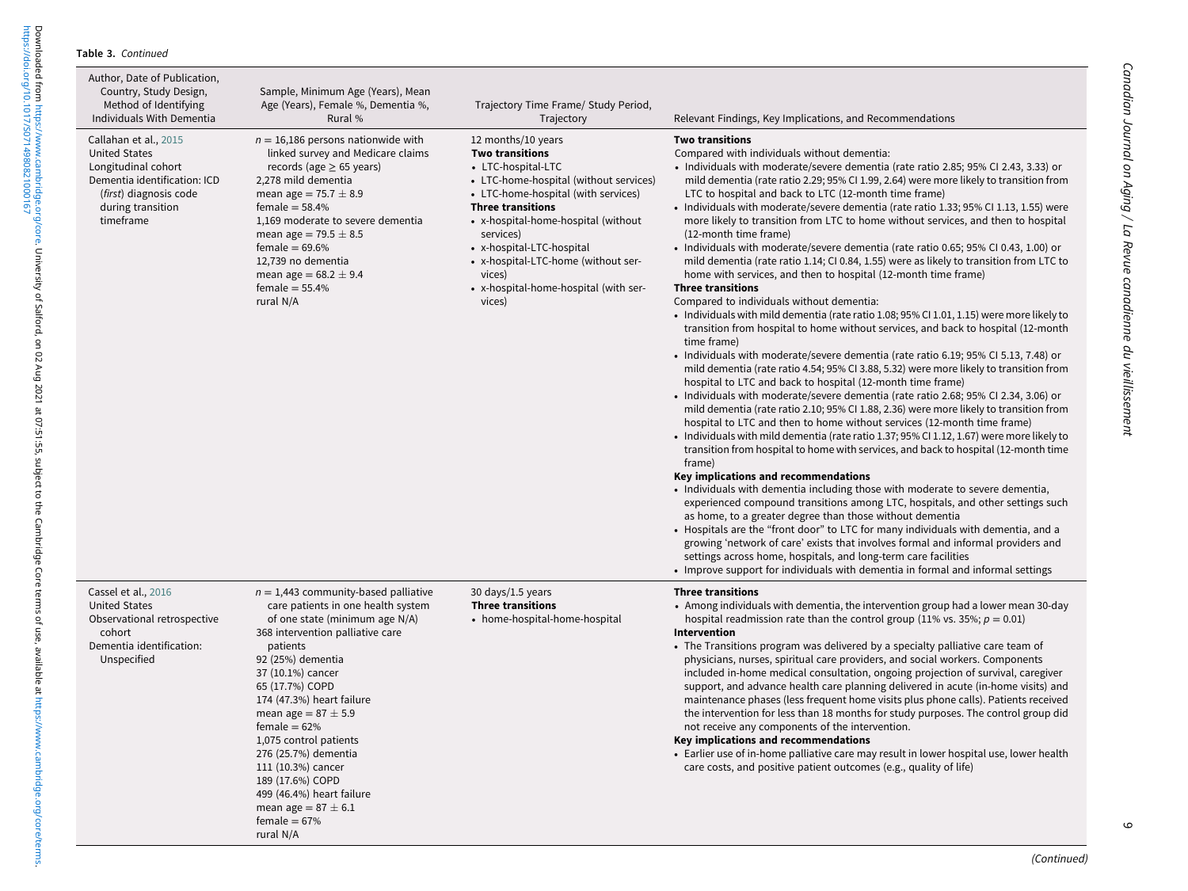**Table 3.** *Continued*

| Author, Date of Publication, Country, Study Design, Method of Identifying Individuals With Dementia | Sample, Minimum Age (Years), Mean Age (Years), Female %, Dementia %, Rural % | Trajectory Time Frame/ Study Period, Trajectory | Relevant Findings, Key Implications, and Recommendations |
|---|---|---|---|
| Callahan et al., 2015<br>United States<br>Longitudinal cohort<br>Dementia identification: ICD (*first*) diagnosis code during transition timeframe | $n$ = 16,186 persons nationwide with linked survey and Medicare claims records (age ≥ 65 years)<br>2,278 mild dementia<br>mean age = 75.7 ± 8.9<br>female = 58.4%<br>1,169 moderate to severe dementia<br>mean age = 79.5 ± 8.5<br>female = 69.6%<br>12,739 no dementia<br>mean age = 68.2 ± 9.4<br>female = 55.4%<br>rural N/A | 12 months/10 years<br>**Two transitions**<br>• LTC-hospital-LTC<br>• LTC-home-hospital (without services)<br>• LTC-home-hospital (with services)<br>**Three transitions**<br>• x-hospital-home-hospital (without services)<br>• x-hospital-LTC-hospital<br>• x-hospital-LTC-home (without services)<br>• x-hospital-home-hospital (with services) | **Two transitions**<br>Compared with individuals without dementia:<br>• Individuals with moderate/severe dementia (rate ratio 2.85; 95% CI 2.43, 3.33) or mild dementia (rate ratio 2.29; 95% CI 1.99, 2.64) were more likely to transition from LTC to hospital and back to LTC (12-month time frame)<br>• Individuals with moderate/severe dementia (rate ratio 1.33; 95% CI 1.13, 1.55) were more likely to transition from LTC to home without services, and then to hospital (12-month time frame)<br>• Individuals with moderate/severe dementia (rate ratio 0.65; 95% CI 0.43, 1.00) or mild dementia (rate ratio 1.14; CI 0.84, 1.55) were as likely to transition from LTC to home with services, and then to hospital (12-month time frame)<br>**Three transitions**<br>Compared to individuals without dementia:<br>• Individuals with mild dementia (rate ratio 1.08; 95% CI 1.01, 1.15) were more likely to transition from hospital to home without services, and back to hospital (12-month time frame)<br>• Individuals with moderate/severe dementia (rate ratio 6.19; 95% CI 5.13, 7.48) or mild dementia (rate ratio 4.54; 95% CI 3.88, 5.32) were more likely to transition from hospital to LTC and back to hospital (12-month time frame)<br>• Individuals with moderate/severe dementia (rate ratio 2.68; 95% CI 2.34, 3.06) or mild dementia (rate ratio 2.10; 95% CI 1.88, 2.36) were more likely to transition from hospital to LTC and then to home without services (12-month time frame)<br>• Individuals with mild dementia (rate ratio 1.37; 95% CI 1.12, 1.67) were more likely to transition from hospital to home with services, and back to hospital (12-month time frame)<br>**Key implications and recommendations**<br>• Individuals with dementia including those with moderate to severe dementia, experienced compound transitions among LTC, hospitals, and other settings such as home, to a greater degree than those without dementia<br>• Hospitals are the "front door" to LTC for many individuals with dementia, and a growing 'network of care' exists that involves formal and informal providers and settings across home, hospitals, and long-term care facilities<br>• Improve support for individuals with dementia in formal and informal settings |
| Cassel et al., 2016<br>United States<br>Observational retrospective cohort<br>Dementia identification: Unspecified | $n$ = 1,443 community-based palliative care patients in one health system of one state (minimum age N/A)<br>368 intervention palliative care patients<br>92 (25%) dementia<br>37 (10.1%) cancer<br>65 (17.7%) COPD<br>174 (47.3%) heart failure<br>mean age = 87 ± 5.9<br>female = 62%<br>1,075 control patients<br>276 (25.7%) dementia<br>111 (10.3%) cancer<br>189 (17.6%) COPD<br>499 (46.4%) heart failure<br>mean age = 87 ± 6.1<br>female = 67%<br>rural N/A | 30 days/1.5 years<br>**Three transitions**<br>• home-hospital-home-hospital | **Three transitions**<br>• Among individuals with dementia, the intervention group had a lower mean 30-day hospital readmission rate than the control group (11% vs. 35%; $p$ = 0.01)<br>**Intervention**<br>• The Transitions program was delivered by a specialty palliative care team of physicians, nurses, spiritual care providers, and social workers. Components included in-home medical consultation, ongoing projection of survival, caregiver support, and advance health care planning delivered in acute (in-home visits) and maintenance phases (less frequent home visits plus phone calls). Patients received the intervention for less than 18 months for study purposes. The control group did not receive any components of the intervention.<br>**Key implications and recommendations**<br>• Earlier use of in-home palliative care may result in lower hospital use, lower health care costs, and positive patient outcomes (e.g., quality of life) |

*(Continued)*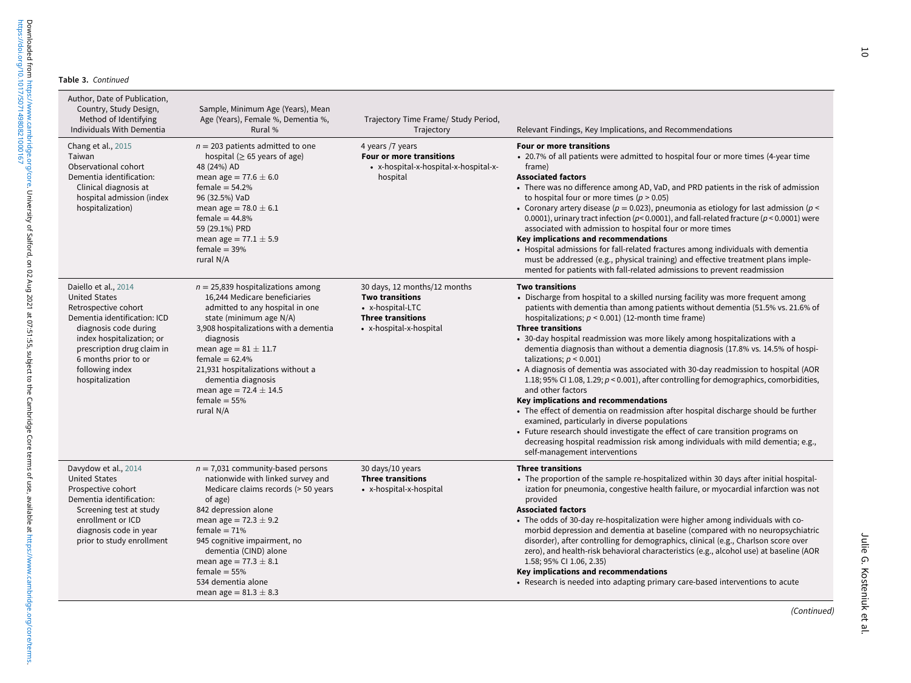**Table 3.** *Continued*

| Author, Date of Publication, Country, Study Design, Method of Identifying Individuals With Dementia | Sample, Minimum Age (Years), Mean Age (Years), Female %, Dementia %, Rural % | Trajectory Time Frame/ Study Period, Trajectory | Relevant Findings, Key Implications, and Recommendations |
|---|---|---|---|
| Chang et al., 2015<br>Taiwan<br>Observational cohort<br>Dementia identification: Clinical diagnosis at hospital admission (index hospitalization) | $n = 203$ patients admitted to one hospital (≥ 65 years of age)<br>48 (24%) AD<br>mean age = 77.6 ± 6.0<br>female = 54.2%<br>96 (32.5%) VaD<br>mean age = 78.0 ± 6.1<br>female = 44.8%<br>59 (29.1%) PRD<br>mean age = 77.1 ± 5.9<br>female = 39%<br>rural N/A | 4 years /7 years<br>**Four or more transitions**<br>• x-hospital-x-hospital-x-hospital-x-hospital | **Four or more transitions**<br>• 20.7% of all patients were admitted to hospital four or more times (4-year time frame)<br>**Associated factors**<br>• There was no difference among AD, VaD, and PRD patients in the risk of admission to hospital four or more times ($p > 0.05$)<br>• Coronary artery disease ($p = 0.023$), pneumonia as etiology for last admission ($p < 0.0001$), urinary tract infection ($p < 0.0001$), and fall-related fracture ($p < 0.0001$) were associated with admission to hospital four or more times<br>**Key implications and recommendations**<br>• Hospital admissions for fall-related fractures among individuals with dementia must be addressed (e.g., physical training) and effective treatment plans implemented for patients with fall-related admissions to prevent readmission |
| Daiello et al., 2014<br>United States<br>Retrospective cohort<br>Dementia identification: ICD diagnosis code during index hospitalization; or prescription drug claim in 6 months prior to or following index hospitalization | $n = 25{,}839$ hospitalizations among 16,244 Medicare beneficiaries admitted to any hospital in one state (minimum age N/A)<br>3,908 hospitalizations with a dementia diagnosis<br>mean age = 81 ± 11.7<br>female = 62.4%<br>21,931 hospitalizations without a dementia diagnosis<br>mean age = 72.4 ± 14.5<br>female = 55%<br>rural N/A | 30 days, 12 months/12 months<br>**Two transitions**<br>• x-hospital-LTC<br>**Three transitions**<br>• x-hospital-x-hospital | **Two transitions**<br>• Discharge from hospital to a skilled nursing facility was more frequent among patients with dementia than among patients without dementia (51.5% vs. 21.6% of hospitalizations; $p < 0.001$) (12-month time frame)<br>**Three transitions**<br>• 30-day hospital readmission was more likely among hospitalizations with a dementia diagnosis than without a dementia diagnosis (17.8% vs. 14.5% of hospitalizations; $p < 0.001$)<br>• A diagnosis of dementia was associated with 30-day readmission to hospital (AOR 1.18; 95% CI 1.08, 1.29; $p < 0.001$), after controlling for demographics, comorbidities, and other factors<br>**Key implications and recommendations**<br>• The effect of dementia on readmission after hospital discharge should be further examined, particularly in diverse populations<br>• Future research should investigate the effect of care transition programs on decreasing hospital readmission risk among individuals with mild dementia; e.g., self-management interventions |
| Davydow et al., 2014<br>United States<br>Prospective cohort<br>Dementia identification: Screening test at study enrollment or ICD diagnosis code in year prior to study enrollment | $n = 7{,}031$ community-based persons nationwide with linked survey and Medicare claims records (> 50 years of age)<br>842 depression alone<br>mean age = 72.3 ± 9.2<br>female = 71%<br>945 cognitive impairment, no dementia (CIND) alone<br>mean age = 77.3 ± 8.1<br>female = 55%<br>534 dementia alone<br>mean age = 81.3 ± 8.3 | 30 days/10 years<br>**Three transitions**<br>• x-hospital-x-hospital | **Three transitions**<br>• The proportion of the sample re-hospitalized within 30 days after initial hospitalization for pneumonia, congestive health failure, or myocardial infarction was not provided<br>**Associated factors**<br>• The odds of 30-day re-hospitalization were higher among individuals with co-morbid depression and dementia at baseline (compared with no neuropsychiatric disorder), after controlling for demographics, clinical (e.g., Charlson score over zero), and health-risk behavioral characteristics (e.g., alcohol use) at baseline (AOR 1.58; 95% CI 1.06, 2.35)<br>**Key implications and recommendations**<br>• Research is needed into adapting primary care-based interventions to acute |

*(Continued)*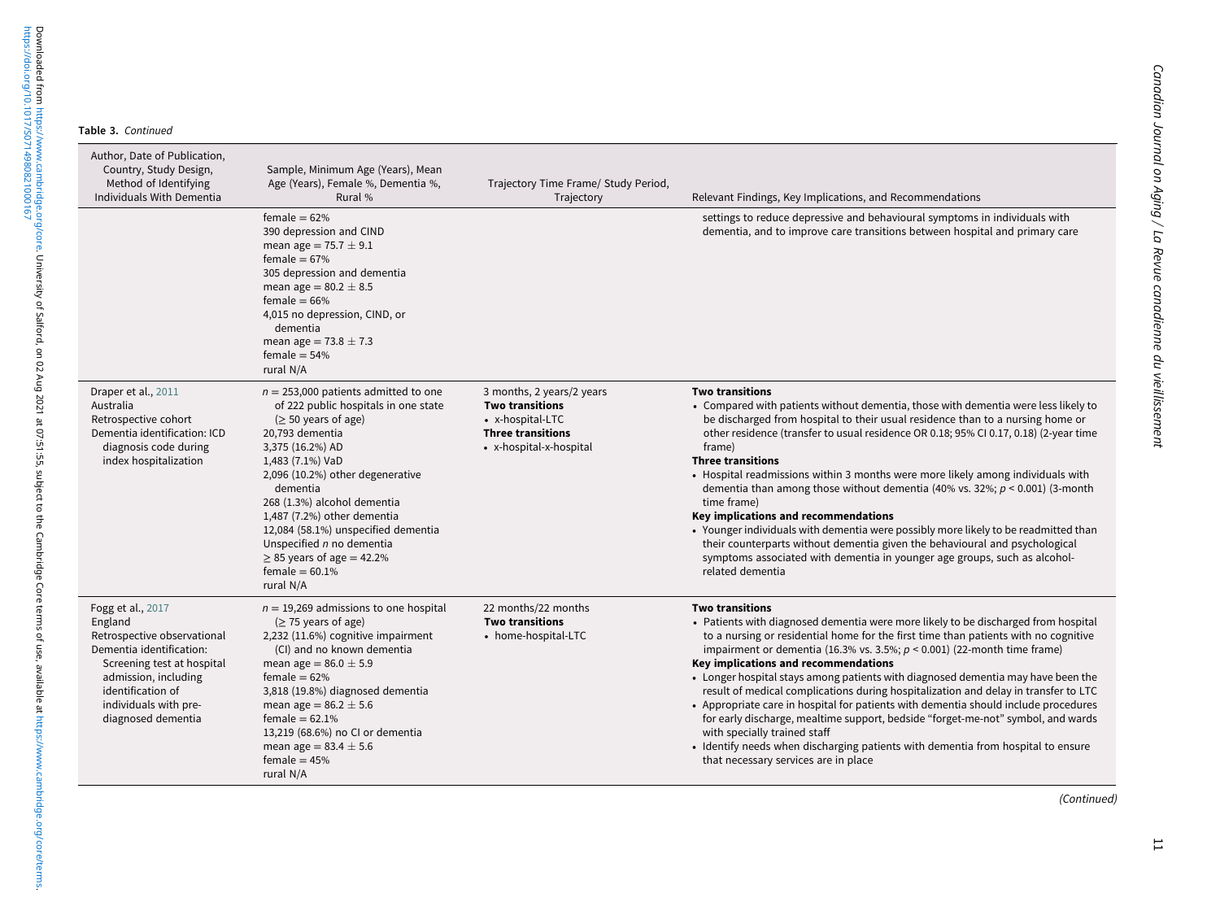**Table 3.** *Continued*

| Author, Date of Publication, Country, Study Design, Method of Identifying Individuals With Dementia | Sample, Minimum Age (Years), Mean Age (Years), Female %, Dementia %, Rural % | Trajectory Time Frame/ Study Period, Trajectory | Relevant Findings, Key Implications, and Recommendations |
|---|---|---|---|
| | female = 62%<br>390 depression and CIND<br>mean age = 75.7 ± 9.1<br>female = 67%<br>305 depression and dementia<br>mean age = 80.2 ± 8.5<br>female = 66%<br>4,015 no depression, CIND, or dementia<br>mean age = 73.8 ± 7.3<br>female = 54%<br>rural N/A | | settings to reduce depressive and behavioural symptoms in individuals with dementia, and to improve care transitions between hospital and primary care |
| Draper et al., 2011<br>Australia<br>Retrospective cohort<br>Dementia identification: ICD diagnosis code during index hospitalization | $n$ = 253,000 patients admitted to one of 222 public hospitals in one state (≥ 50 years of age)<br>20,793 dementia<br>3,375 (16.2%) AD<br>1,483 (7.1%) VaD<br>2,096 (10.2%) other degenerative dementia<br>268 (1.3%) alcohol dementia<br>1,487 (7.2%) other dementia<br>12,084 (58.1%) unspecified dementia<br>Unspecified $n$ no dementia<br>≥ 85 years of age = 42.2%<br>female = 60.1%<br>rural N/A | 3 months, 2 years/2 years<br>**Two transitions**<br>• x-hospital-LTC<br>**Three transitions**<br>• x-hospital-x-hospital | **Two transitions**<br>• Compared with patients without dementia, those with dementia were less likely to be discharged from hospital to their usual residence than to a nursing home or other residence (transfer to usual residence OR 0.18; 95% CI 0.17, 0.18) (2-year time frame)<br>**Three transitions**<br>• Hospital readmissions within 3 months were more likely among individuals with dementia than among those without dementia (40% vs. 32%; $p$ < 0.001) (3-month time frame)<br>**Key implications and recommendations**<br>• Younger individuals with dementia were possibly more likely to be readmitted than their counterparts without dementia given the behavioural and psychological symptoms associated with dementia in younger age groups, such as alcohol-related dementia |
| Fogg et al., 2017<br>England<br>Retrospective observational<br>Dementia identification: Screening test at hospital admission, including identification of individuals with pre-diagnosed dementia | $n$ = 19,269 admissions to one hospital (≥ 75 years of age)<br>2,232 (11.6%) cognitive impairment (CI) and no known dementia<br>mean age = 86.0 ± 5.9<br>female = 62%<br>3,818 (19.8%) diagnosed dementia<br>mean age = 86.2 ± 5.6<br>female = 62.1%<br>13,219 (68.6%) no CI or dementia<br>mean age = 83.4 ± 5.6<br>female = 45%<br>rural N/A | 22 months/22 months<br>**Two transitions**<br>• home-hospital-LTC | **Two transitions**<br>• Patients with diagnosed dementia were more likely to be discharged from hospital to a nursing or residential home for the first time than patients with no cognitive impairment or dementia (16.3% vs. 3.5%; $p$ < 0.001) (22-month time frame)<br>**Key implications and recommendations**<br>• Longer hospital stays among patients with diagnosed dementia may have been the result of medical complications during hospitalization and delay in transfer to LTC<br>• Appropriate care in hospital for patients with dementia should include procedures for early discharge, mealtime support, bedside "forget-me-not" symbol, and wards with specially trained staff<br>• Identify needs when discharging patients with dementia from hospital to ensure that necessary services are in place |

*(Continued)*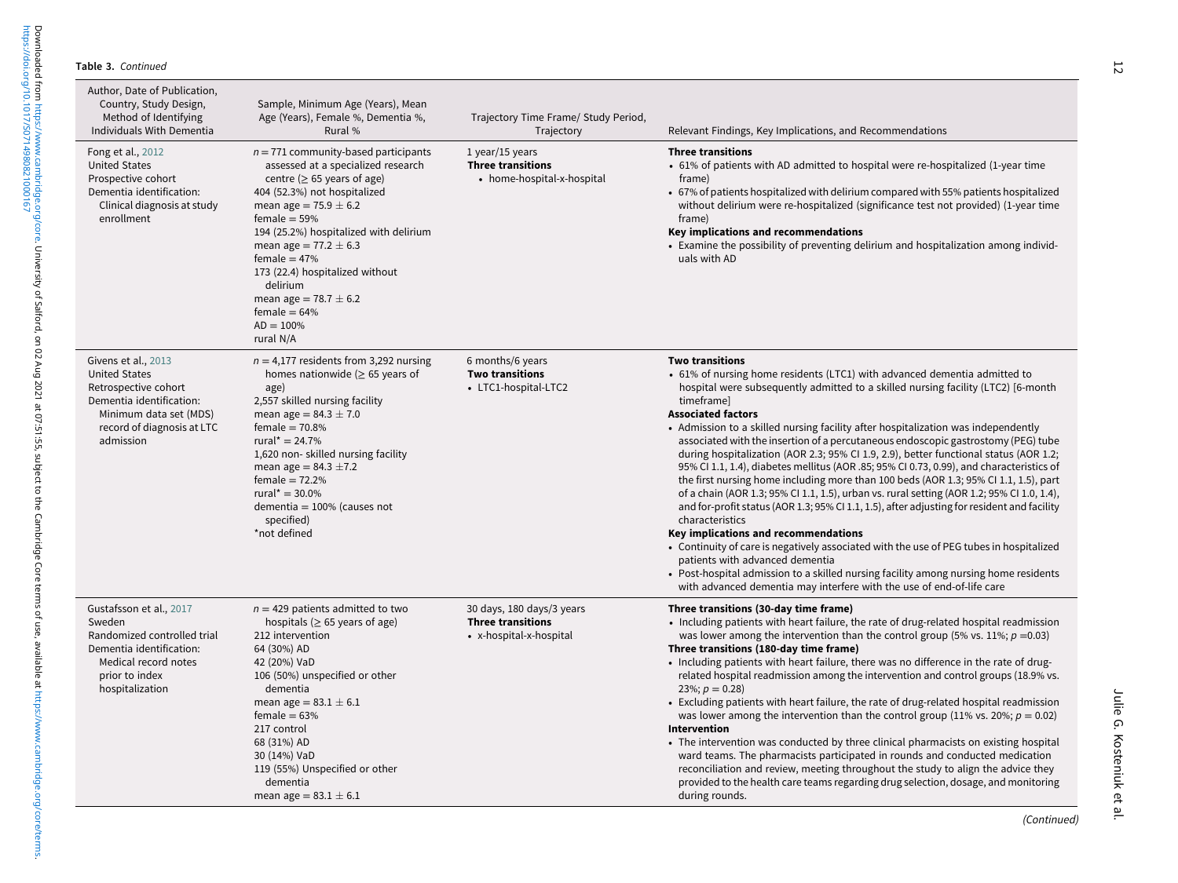**Table 3.** *Continued*

| Author, Date of Publication, Country, Study Design, Method of Identifying Individuals With Dementia | Sample, Minimum Age (Years), Mean Age (Years), Female %, Dementia %, Rural % | Trajectory Time Frame/ Study Period, Trajectory | Relevant Findings, Key Implications, and Recommendations |
|---|---|---|---|
| Fong et al., 2012<br>United States<br>Prospective cohort<br>Dementia identification: Clinical diagnosis at study enrollment | $n = 771$ community-based participants assessed at a specialized research centre (≥ 65 years of age)<br>404 (52.3%) not hospitalized<br>mean age = 75.9 ± 6.2<br>female = 59%<br>194 (25.2%) hospitalized with delirium<br>mean age = 77.2 ± 6.3<br>female = 47%<br>173 (22.4) hospitalized without delirium<br>mean age = 78.7 ± 6.2<br>female = 64%<br>AD = 100%<br>rural N/A | 1 year/15 years<br>**Three transitions**<br>• home-hospital-x-hospital | **Three transitions**<br>• 61% of patients with AD admitted to hospital were re-hospitalized (1-year time frame)<br>• 67% of patients hospitalized with delirium compared with 55% patients hospitalized without delirium were re-hospitalized (significance test not provided) (1-year time frame)<br>**Key implications and recommendations**<br>• Examine the possibility of preventing delirium and hospitalization among individuals with AD |
| Givens et al., 2013<br>United States<br>Retrospective cohort<br>Dementia identification: Minimum data set (MDS) record of diagnosis at LTC admission | $n = 4{,}177$ residents from 3,292 nursing homes nationwide (≥ 65 years of age)<br>2,557 skilled nursing facility<br>mean age = 84.3 ± 7.0<br>female = 70.8%<br>rural* = 24.7%<br>1,620 non- skilled nursing facility<br>mean age = 84.3 ±7.2<br>female = 72.2%<br>rural* = 30.0%<br>dementia = 100% (causes not specified)<br>*not defined | 6 months/6 years<br>**Two transitions**<br>• LTC1-hospital-LTC2 | **Two transitions**<br>• 61% of nursing home residents (LTC1) with advanced dementia admitted to hospital were subsequently admitted to a skilled nursing facility (LTC2) [6-month timeframe]<br>**Associated factors**<br>• Admission to a skilled nursing facility after hospitalization was independently associated with the insertion of a percutaneous endoscopic gastrostomy (PEG) tube during hospitalization (AOR 2.3; 95% CI 1.9, 2.9), better functional status (AOR 1.2; 95% CI 1.1, 1.4), diabetes mellitus (AOR .85; 95% CI 0.73, 0.99), and characteristics of the first nursing home including more than 100 beds (AOR 1.3; 95% CI 1.1, 1.5), part of a chain (AOR 1.3; 95% CI 1.1, 1.5), urban vs. rural setting (AOR 1.2; 95% CI 1.0, 1.4), and for-profit status (AOR 1.3; 95% CI 1.1, 1.5), after adjusting for resident and facility characteristics<br>**Key implications and recommendations**<br>• Continuity of care is negatively associated with the use of PEG tubes in hospitalized patients with advanced dementia<br>• Post-hospital admission to a skilled nursing facility among nursing home residents with advanced dementia may interfere with the use of end-of-life care |
| Gustafsson et al., 2017<br>Sweden<br>Randomized controlled trial<br>Dementia identification: Medical record notes prior to index hospitalization | $n = 429$ patients admitted to two hospitals (≥ 65 years of age)<br>212 intervention<br>64 (30%) AD<br>42 (20%) VaD<br>106 (50%) unspecified or other dementia<br>mean age = 83.1 ± 6.1<br>female = 63%<br>217 control<br>68 (31%) AD<br>30 (14%) VaD<br>119 (55%) Unspecified or other dementia<br>mean age = 83.1 ± 6.1 | 30 days, 180 days/3 years<br>**Three transitions**<br>• x-hospital-x-hospital | **Three transitions (30-day time frame)**<br>• Including patients with heart failure, the rate of drug-related hospital readmission was lower among the intervention than the control group (5% vs. 11%; $p = 0.03$)<br>**Three transitions (180-day time frame)**<br>• Including patients with heart failure, there was no difference in the rate of drug-related hospital readmission among the intervention and control groups (18.9% vs. 23%; $p = 0.28$)<br>• Excluding patients with heart failure, the rate of drug-related hospital readmission was lower among the intervention than the control group (11% vs. 20%; $p = 0.02$)<br>**Intervention**<br>• The intervention was conducted by three clinical pharmacists on existing hospital ward teams. The pharmacists participated in rounds and conducted medication reconciliation and review, meeting throughout the study to align the advice they provided to the health care teams regarding drug selection, dosage, and monitoring during rounds. |

*(Continued)*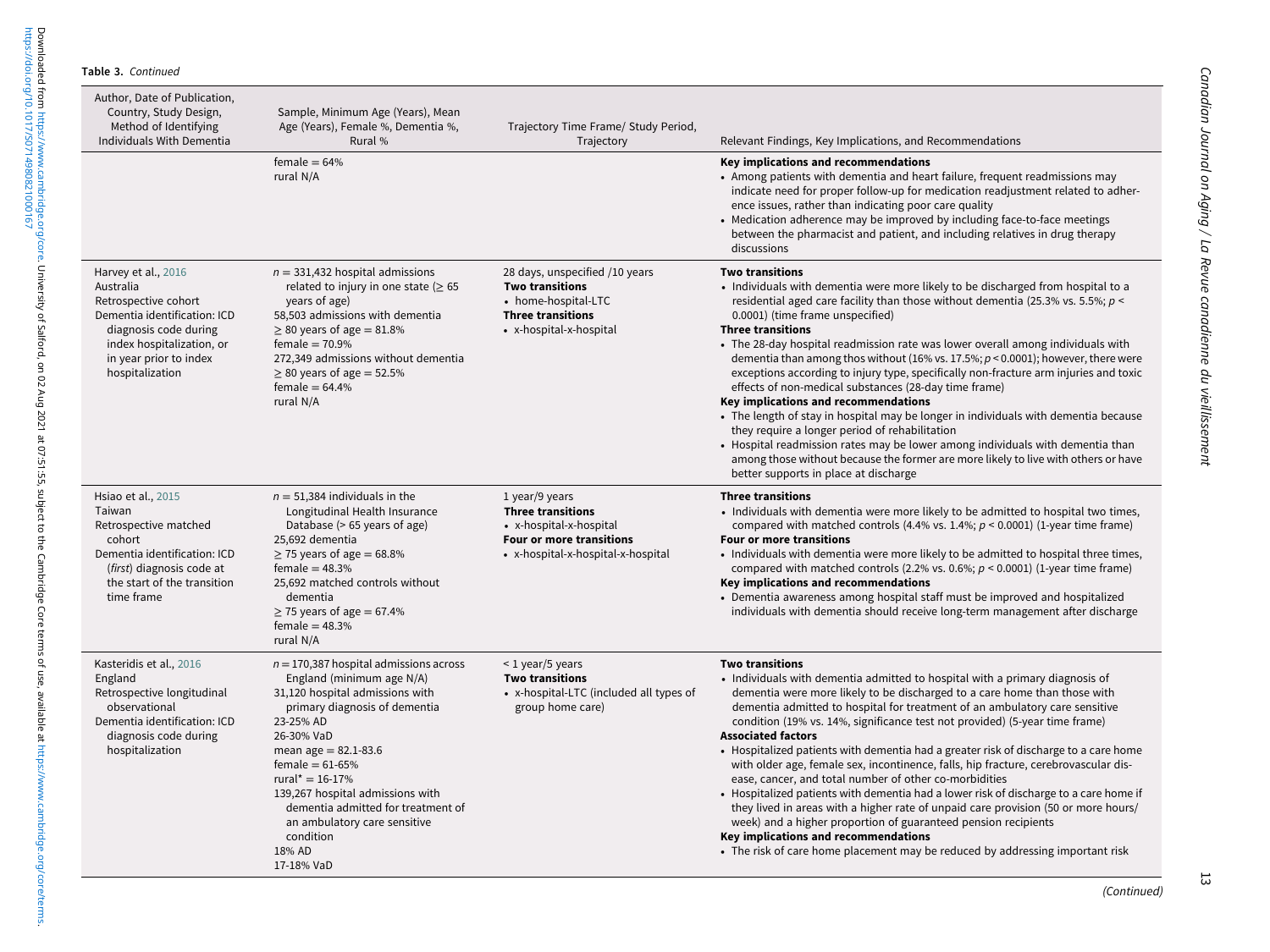**Table 3.** *Continued*

| Author, Date of Publication, Country, Study Design, Method of Identifying Individuals With Dementia | Sample, Minimum Age (Years), Mean Age (Years), Female %, Dementia %, Rural % | Trajectory Time Frame/ Study Period, Trajectory | Relevant Findings, Key Implications, and Recommendations |
|---|---|---|---|
| | female = 64%<br>rural N/A | | **Key implications and recommendations**<br>• Among patients with dementia and heart failure, frequent readmissions may indicate need for proper follow-up for medication readjustment related to adherence issues, rather than indicating poor care quality<br>• Medication adherence may be improved by including face-to-face meetings between the pharmacist and patient, and including relatives in drug therapy discussions |
| Harvey et al., 2016<br>Australia<br>Retrospective cohort<br>Dementia identification: ICD diagnosis code during index hospitalization, or in year prior to index hospitalization | $n$ = 331,432 hospital admissions related to injury in one state (≥ 65 years of age)<br>58,503 admissions with dementia<br>≥ 80 years of age = 81.8%<br>female = 70.9%<br>272,349 admissions without dementia<br>≥ 80 years of age = 52.5%<br>female = 64.4%<br>rural N/A | 28 days, unspecified /10 years<br>**Two transitions**<br>• home-hospital-LTC<br>**Three transitions**<br>• x-hospital-x-hospital | **Two transitions**<br>• Individuals with dementia were more likely to be discharged from hospital to a residential aged care facility than those without dementia (25.3% vs. 5.5%; $p$ < 0.0001) (time frame unspecified)<br>**Three transitions**<br>• The 28-day hospital readmission rate was lower overall among individuals with dementia than among thos without (16% vs. 17.5%; $p$ < 0.0001); however, there were exceptions according to injury type, specifically non-fracture arm injuries and toxic effects of non-medical substances (28-day time frame)<br>**Key implications and recommendations**<br>• The length of stay in hospital may be longer in individuals with dementia because they require a longer period of rehabilitation<br>• Hospital readmission rates may be lower among individuals with dementia than among those without because the former are more likely to live with others or have better supports in place at discharge |
| Hsiao et al., 2015<br>Taiwan<br>Retrospective matched cohort<br>Dementia identification: ICD (*first*) diagnosis code at the start of the transition time frame | $n$ = 51,384 individuals in the Longitudinal Health Insurance Database (> 65 years of age)<br>25,692 dementia<br>≥ 75 years of age = 68.8%<br>female = 48.3%<br>25,692 matched controls without dementia<br>≥ 75 years of age = 67.4%<br>female = 48.3%<br>rural N/A | 1 year/9 years<br>**Three transitions**<br>• x-hospital-x-hospital<br>**Four or more transitions**<br>• x-hospital-x-hospital-x-hospital | **Three transitions**<br>• Individuals with dementia were more likely to be admitted to hospital two times, compared with matched controls (4.4% vs. 1.4%; $p$ < 0.0001) (1-year time frame)<br>**Four or more transitions**<br>• Individuals with dementia were more likely to be admitted to hospital three times, compared with matched controls (2.2% vs. 0.6%; $p$ < 0.0001) (1-year time frame)<br>**Key implications and recommendations**<br>• Dementia awareness among hospital staff must be improved and hospitalized individuals with dementia should receive long-term management after discharge |
| Kasteridis et al., 2016<br>England<br>Retrospective longitudinal observational<br>Dementia identification: ICD diagnosis code during hospitalization | $n$ = 170,387 hospital admissions across England (minimum age N/A)<br>31,120 hospital admissions with primary diagnosis of dementia<br>23-25% AD<br>26-30% VaD<br>mean age = 82.1-83.6<br>female = 61-65%<br>rural* = 16-17%<br>139,267 hospital admissions with dementia admitted for treatment of an ambulatory care sensitive condition<br>18% AD<br>17-18% VaD | < 1 year/5 years<br>**Two transitions**<br>• x-hospital-LTC (included all types of group home care) | **Two transitions**<br>• Individuals with dementia admitted to hospital with a primary diagnosis of dementia were more likely to be discharged to a care home than those with dementia admitted to hospital for treatment of an ambulatory care sensitive condition (19% vs. 14%, significance test not provided) (5-year time frame)<br>**Associated factors**<br>• Hospitalized patients with dementia had a greater risk of discharge to a care home with older age, female sex, incontinence, falls, hip fracture, cerebrovascular disease, cancer, and total number of other co-morbidities<br>• Hospitalized patients with dementia had a lower risk of discharge to a care home if they lived in areas with a higher rate of unpaid care provision (50 or more hours/ week) and a higher proportion of guaranteed pension recipients<br>**Key implications and recommendations**<br>• The risk of care home placement may be reduced by addressing important risk |

*(Continued)*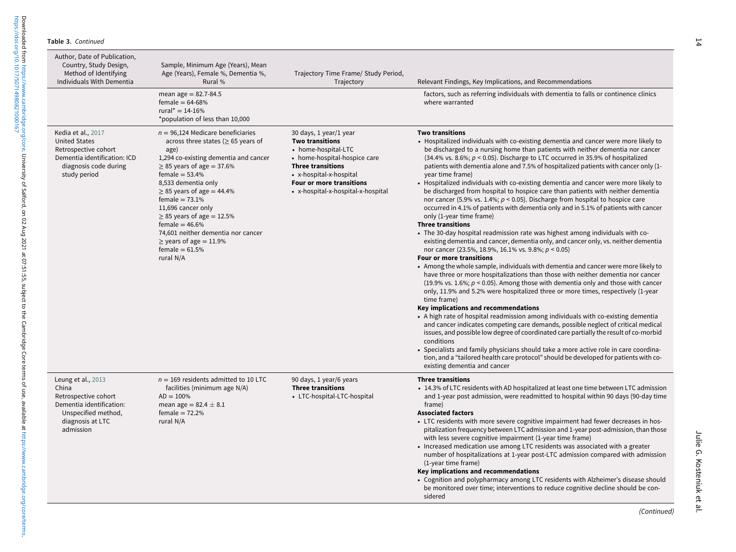**Table 3.** *Continued*

| Author, Date of Publication, Country, Study Design, Method of Identifying Individuals With Dementia | Sample, Minimum Age (Years), Mean Age (Years), Female %, Dementia %, Rural % | Trajectory Time Frame/ Study Period, Trajectory | Relevant Findings, Key Implications, and Recommendations |
|---|---|---|---|
| | mean age = 82.7-84.5<br>female = 64-68%<br>rural* = 14-16%<br>*population of less than 10,000 | | factors, such as referring individuals with dementia to falls or continence clinics where warranted |
| Kedia et al., 2017<br>United States<br>Retrospective cohort<br>Dementia identification: ICD diagnosis code during study period | $n$ = 96,124 Medicare beneficiaries across three states (≥ 65 years of age)<br>1,294 co-existing dementia and cancer<br>≥ 85 years of age = 37.6%<br>female = 53.4%<br>8,533 dementia only<br>≥ 85 years of age = 44.4%<br>female = 73.1%<br>11,696 cancer only<br>≥ 85 years of age = 12.5%<br>female = 46.6%<br>74,601 neither dementia nor cancer<br>≥ years of age = 11.9%<br>female = 61.5%<br>rural N/A | 30 days, 1 year/1 year<br>**Two transitions**<br>• home-hospital-LTC<br>• home-hospital-hospice care<br>**Three transitions**<br>• x-hospital-x-hospital<br>**Four or more transitions**<br>• x-hospital-x-hospital-x-hospital | **Two transitions**<br>• Hospitalized individuals with co-existing dementia and cancer were more likely to be discharged to a nursing home than patients with neither dementia nor cancer (34.4% vs. 8.6%; $p < 0.05$). Discharge to LTC occurred in 35.9% of hospitalized patients with dementia alone and 7.5% of hospitalized patients with cancer only (1-year time frame)<br>• Hospitalized individuals with co-existing dementia and cancer were more likely to be discharged from hospital to hospice care than patients with neither dementia nor cancer (5.9% vs. 1.4%; $p < 0.05$). Discharge from hospital to hospice care occurred in 4.1% of patients with dementia only and in 5.1% of patients with cancer only (1-year time frame)<br>**Three transitions**<br>• The 30-day hospital readmission rate was highest among individuals with co-existing dementia and cancer, dementia only, and cancer only, vs. neither dementia nor cancer (23.5%, 18.9%, 16.1% vs. 9.8%; $p < 0.05$)<br>**Four or more transitions**<br>• Among the whole sample, individuals with dementia and cancer were more likely to have three or more hospitalizations than those with neither dementia nor cancer (19.9% vs. 1.6%; $p < 0.05$). Among those with dementia only and those with cancer only, 11.9% and 5.2% were hospitalized three or more times, respectively (1-year time frame)<br>**Key implications and recommendations**<br>• A high rate of hospital readmission among individuals with co-existing dementia and cancer indicates competing care demands, possible neglect of critical medical issues, and possible low degree of coordinated care partially the result of co-morbid conditions<br>• Specialists and family physicians should take a more active role in care coordination, and a "tailored health care protocol" should be developed for patients with co-existing dementia and cancer |
| Leung et al., 2013<br>China<br>Retrospective cohort<br>Dementia identification: Unspecified method, diagnosis at LTC admission | $n$ = 169 residents admitted to 10 LTC facilities (minimum age N/A)<br>AD = 100%<br>mean age = 82.4 ± 8.1<br>female = 72.2%<br>rural N/A | 90 days, 1 year/6 years<br>**Three transitions**<br>• LTC-hospital-LTC-hospital | **Three transitions**<br>• 14.3% of LTC residents with AD hospitalized at least one time between LTC admission and 1-year post admission, were readmitted to hospital within 90 days (90-day time frame)<br>**Associated factors**<br>• LTC residents with more severe cognitive impairment had fewer decreases in hospitalization frequency between LTC admission and 1-year post-admission, than those with less severe cognitive impairment (1-year time frame)<br>• Increased medication use among LTC residents was associated with a greater number of hospitalizations at 1-year post-LTC admission compared with admission (1-year time frame)<br>**Key implications and recommendations**<br>• Cognition and polypharmacy among LTC residents with Alzheimer's disease should be monitored over time; interventions to reduce cognitive decline should be considered |

*(Continued)*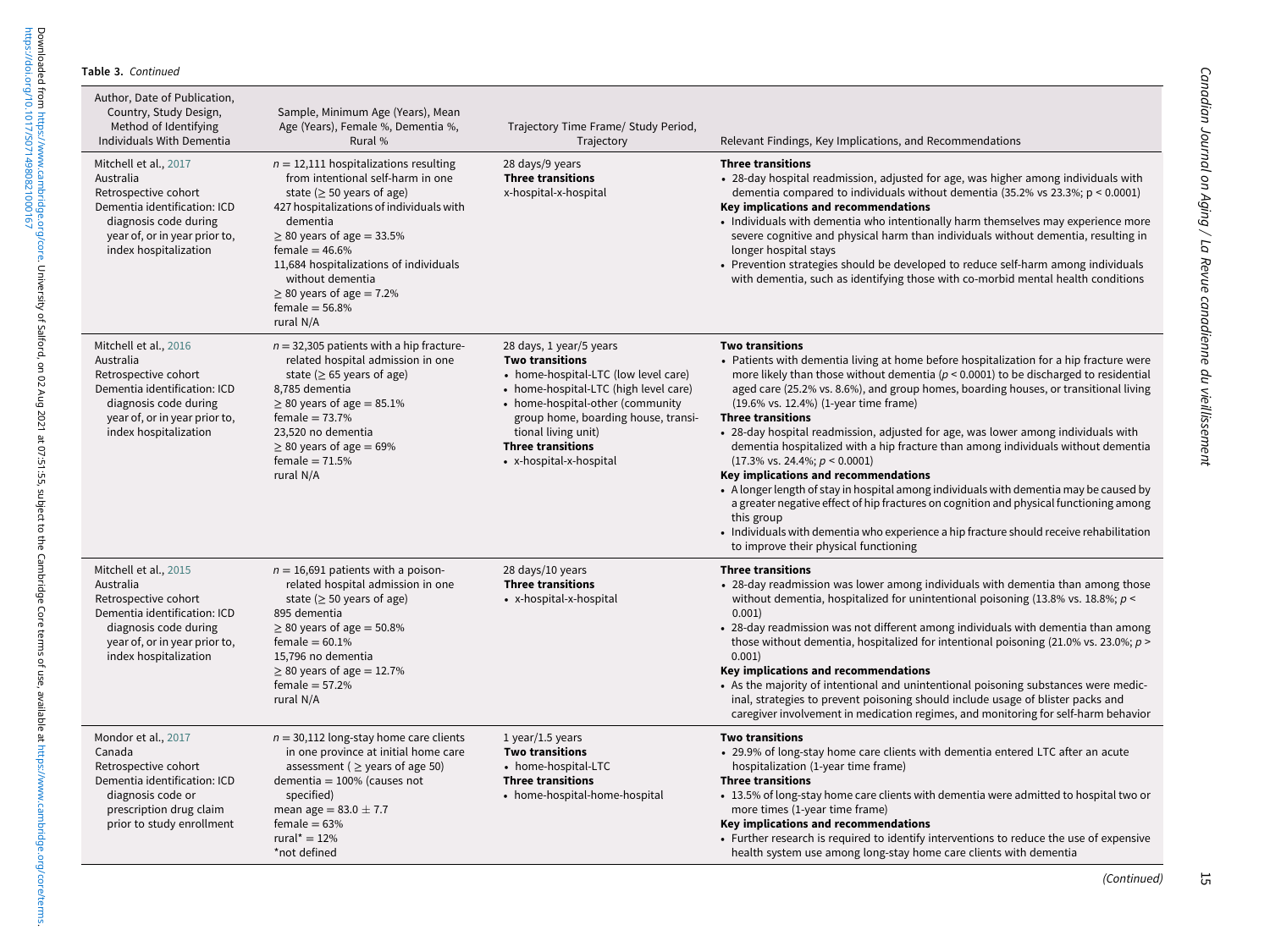**Table 3.** *Continued*

| Author, Date of Publication, Country, Study Design, Method of Identifying Individuals With Dementia | Sample, Minimum Age (Years), Mean Age (Years), Female %, Dementia %, Rural % | Trajectory Time Frame/ Study Period, Trajectory | Relevant Findings, Key Implications, and Recommendations |
|---|---|---|---|
| Mitchell et al., 2017<br>Australia<br>Retrospective cohort<br>Dementia identification: ICD diagnosis code during year of, or in year prior to, index hospitalization | $n = 12{,}111$ hospitalizations resulting from intentional self-harm in one state (≥ 50 years of age)<br>427 hospitalizations of individuals with dementia<br>≥ 80 years of age = 33.5%<br>female = 46.6%<br>11,684 hospitalizations of individuals without dementia<br>≥ 80 years of age = 7.2%<br>female = 56.8%<br>rural N/A | 28 days/9 years<br>**Three transitions**<br>x-hospital-x-hospital | **Three transitions**<br>• 28-day hospital readmission, adjusted for age, was higher among individuals with dementia compared to individuals without dementia (35.2% vs 23.3%; $p < 0.0001$)<br>**Key implications and recommendations**<br>• Individuals with dementia who intentionally harm themselves may experience more severe cognitive and physical harm than individuals without dementia, resulting in longer hospital stays<br>• Prevention strategies should be developed to reduce self-harm among individuals with dementia, such as identifying those with co-morbid mental health conditions |
| Mitchell et al., 2016<br>Australia<br>Retrospective cohort<br>Dementia identification: ICD diagnosis code during year of, or in year prior to, index hospitalization | $n = 32{,}305$ patients with a hip fracture-related hospital admission in one state (≥ 65 years of age)<br>8,785 dementia<br>≥ 80 years of age = 85.1%<br>female = 73.7%<br>23,520 no dementia<br>≥ 80 years of age = 69%<br>female = 71.5%<br>rural N/A | 28 days, 1 year/5 years<br>**Two transitions**<br>• home-hospital-LTC (low level care)<br>• home-hospital-LTC (high level care)<br>• home-hospital-other (community group home, boarding house, transitional living unit)<br>**Three transitions**<br>• x-hospital-x-hospital | **Two transitions**<br>• Patients with dementia living at home before hospitalization for a hip fracture were more likely than those without dementia ($p < 0.0001$) to be discharged to residential aged care (25.2% vs. 8.6%), and group homes, boarding houses, or transitional living (19.6% vs. 12.4%) (1-year time frame)<br>**Three transitions**<br>• 28-day hospital readmission, adjusted for age, was lower among individuals with dementia hospitalized with a hip fracture than among individuals without dementia (17.3% vs. 24.4%; $p < 0.0001$)<br>**Key implications and recommendations**<br>• A longer length of stay in hospital among individuals with dementia may be caused by a greater negative effect of hip fractures on cognition and physical functioning among this group<br>• Individuals with dementia who experience a hip fracture should receive rehabilitation to improve their physical functioning |
| Mitchell et al., 2015<br>Australia<br>Retrospective cohort<br>Dementia identification: ICD diagnosis code during year of, or in year prior to, index hospitalization | $n = 16{,}691$ patients with a poison-related hospital admission in one state (≥ 50 years of age)<br>895 dementia<br>≥ 80 years of age = 50.8%<br>female = 60.1%<br>15,796 no dementia<br>≥ 80 years of age = 12.7%<br>female = 57.2%<br>rural N/A | 28 days/10 years<br>**Three transitions**<br>• x-hospital-x-hospital | **Three transitions**<br>• 28-day readmission was lower among individuals with dementia than among those without dementia, hospitalized for unintentional poisoning (13.8% vs. 18.8%; $p <$ 0.001)<br>• 28-day readmission was not different among individuals with dementia than among those without dementia, hospitalized for intentional poisoning (21.0% vs. 23.0%; $p >$ 0.001)<br>**Key implications and recommendations**<br>• As the majority of intentional and unintentional poisoning substances were medicinal, strategies to prevent poisoning should include usage of blister packs and caregiver involvement in medication regimes, and monitoring for self-harm behavior |
| Mondor et al., 2017<br>Canada<br>Retrospective cohort<br>Dementia identification: ICD diagnosis code or prescription drug claim prior to study enrollment | $n = 30{,}112$ long-stay home care clients in one province at initial home care assessment ( ≥ years of age 50)<br>dementia = 100% (causes not specified)<br>mean age = 83.0 ± 7.7<br>female = 63%<br>rural* = 12%<br>*not defined | 1 year/1.5 years<br>**Two transitions**<br>• home-hospital-LTC<br>**Three transitions**<br>• home-hospital-home-hospital | **Two transitions**<br>• 29.9% of long-stay home care clients with dementia entered LTC after an acute hospitalization (1-year time frame)<br>**Three transitions**<br>• 13.5% of long-stay home care clients with dementia were admitted to hospital two or more times (1-year time frame)<br>**Key implications and recommendations**<br>• Further research is required to identify interventions to reduce the use of expensive health system use among long-stay home care clients with dementia |

*(Continued)*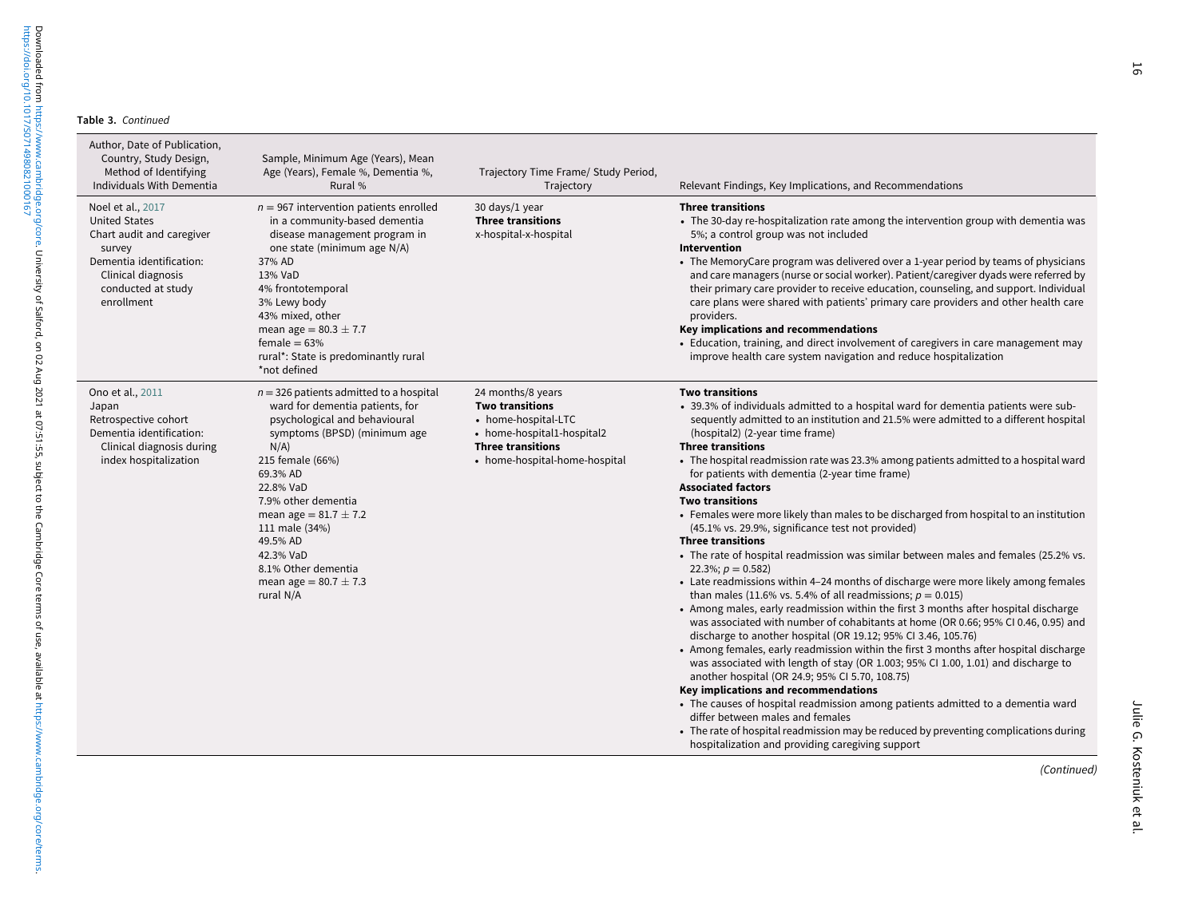**Table 3.** *Continued*

| Author, Date of Publication, Country, Study Design, Method of Identifying Individuals With Dementia | Sample, Minimum Age (Years), Mean Age (Years), Female %, Dementia %, Rural % | Trajectory Time Frame/ Study Period, Trajectory | Relevant Findings, Key Implications, and Recommendations |
|---|---|---|---|
| Noel et al., 2017<br>United States<br>Chart audit and caregiver survey<br>Dementia identification:<br>Clinical diagnosis conducted at study enrollment | $n = 967$ intervention patients enrolled in a community-based dementia disease management program in one state (minimum age N/A)<br>37% AD<br>13% VaD<br>4% frontotemporal<br>3% Lewy body<br>43% mixed, other<br>mean age $= 80.3 \pm 7.7$<br>female = 63%<br>rural*: State is predominantly rural<br>*not defined | 30 days/1 year<br>**Three transitions**<br>x-hospital-x-hospital | **Three transitions**<br>• The 30-day re-hospitalization rate among the intervention group with dementia was 5%; a control group was not included<br>**Intervention**<br>• The MemoryCare program was delivered over a 1-year period by teams of physicians and care managers (nurse or social worker). Patient/caregiver dyads were referred by their primary care provider to receive education, counseling, and support. Individual care plans were shared with patients' primary care providers and other health care providers.<br>**Key implications and recommendations**<br>• Education, training, and direct involvement of caregivers in care management may improve health care system navigation and reduce hospitalization |
| Ono et al., 2011<br>Japan<br>Retrospective cohort<br>Dementia identification:<br>Clinical diagnosis during index hospitalization | $n = 326$ patients admitted to a hospital ward for dementia patients, for psychological and behavioural symptoms (BPSD) (minimum age N/A)<br>215 female (66%)<br>69.3% AD<br>22.8% VaD<br>7.9% other dementia<br>mean age $= 81.7 \pm 7.2$<br>111 male (34%)<br>49.5% AD<br>42.3% VaD<br>8.1% Other dementia<br>mean age $= 80.7 \pm 7.3$<br>rural N/A | 24 months/8 years<br>**Two transitions**<br>• home-hospital-LTC<br>• home-hospital1-hospital2<br>**Three transitions**<br>• home-hospital-home-hospital | **Two transitions**<br>• 39.3% of individuals admitted to a hospital ward for dementia patients were subsequently admitted to an institution and 21.5% were admitted to a different hospital (hospital2) (2-year time frame)<br>**Three transitions**<br>• The hospital readmission rate was 23.3% among patients admitted to a hospital ward for patients with dementia (2-year time frame)<br>**Associated factors**<br>**Two transitions**<br>• Females were more likely than males to be discharged from hospital to an institution (45.1% vs. 29.9%, significance test not provided)<br>**Three transitions**<br>• The rate of hospital readmission was similar between males and females (25.2% vs. 22.3%; $p = 0.582$)<br>• Late readmissions within 4–24 months of discharge were more likely among females than males (11.6% vs. 5.4% of all readmissions; $p = 0.015$)<br>• Among males, early readmission within the first 3 months after hospital discharge was associated with number of cohabitants at home (OR 0.66; 95% CI 0.46, 0.95) and discharge to another hospital (OR 19.12; 95% CI 3.46, 105.76)<br>• Among females, early readmission within the first 3 months after hospital discharge was associated with length of stay (OR 1.003; 95% CI 1.00, 1.01) and discharge to another hospital (OR 24.9; 95% CI 5.70, 108.75)<br>**Key implications and recommendations**<br>• The causes of hospital readmission among patients admitted to a dementia ward differ between males and females<br>• The rate of hospital readmission may be reduced by preventing complications during hospitalization and providing caregiving support |

*(Continued)*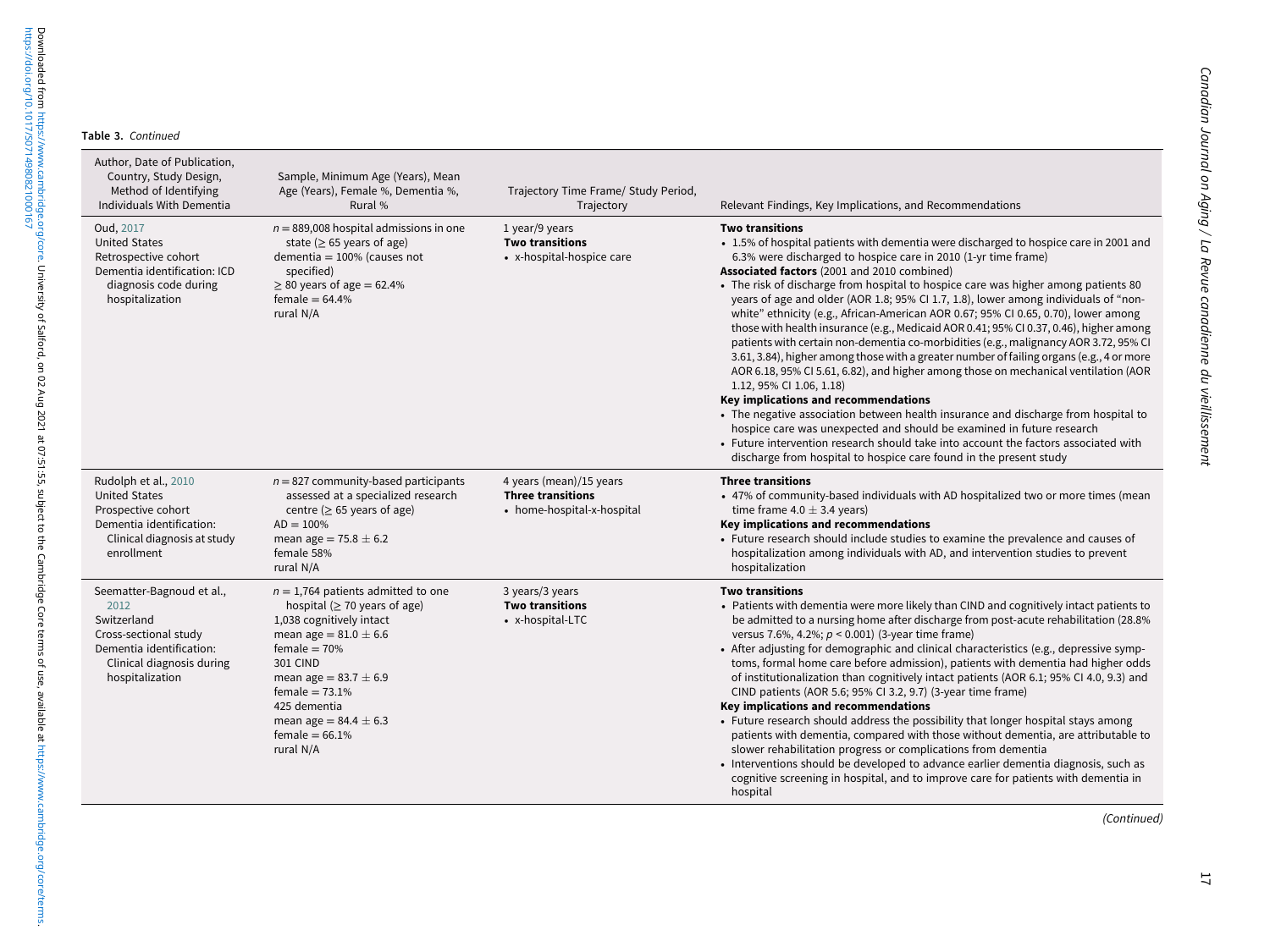**Table 3.** *Continued*

| Author, Date of Publication, Country, Study Design, Method of Identifying Individuals With Dementia | Sample, Minimum Age (Years), Mean Age (Years), Female %, Dementia %, Rural % | Trajectory Time Frame/ Study Period, Trajectory | Relevant Findings, Key Implications, and Recommendations |
|---|---|---|---|
| Oud, 2017<br>United States<br>Retrospective cohort<br>Dementia identification: ICD diagnosis code during hospitalization | $n = 889{,}008$ hospital admissions in one state ($\geq 65$ years of age)<br>dementia = 100% (causes not specified)<br>$\geq 80$ years of age = 62.4%<br>female = 64.4%<br>rural N/A | 1 year/9 years<br>**Two transitions**<br>• x-hospital-hospice care | **Two transitions**<br>• 1.5% of hospital patients with dementia were discharged to hospice care in 2001 and 6.3% were discharged to hospice care in 2010 (1-yr time frame)<br>**Associated factors** (2001 and 2010 combined)<br>• The risk of discharge from hospital to hospice care was higher among patients 80 years of age and older (AOR 1.8; 95% CI 1.7, 1.8), lower among individuals of "non-white" ethnicity (e.g., African-American AOR 0.67; 95% CI 0.65, 0.70), lower among those with health insurance (e.g., Medicaid AOR 0.41; 95% CI 0.37, 0.46), higher among patients with certain non-dementia co-morbidities (e.g., malignancy AOR 3.72, 95% CI 3.61, 3.84), higher among those with a greater number of failing organs (e.g., 4 or more AOR 6.18, 95% CI 5.61, 6.82), and higher among those on mechanical ventilation (AOR 1.12, 95% CI 1.06, 1.18)<br>**Key implications and recommendations**<br>• The negative association between health insurance and discharge from hospital to hospice care was unexpected and should be examined in future research<br>• Future intervention research should take into account the factors associated with discharge from hospital to hospice care found in the present study |
| Rudolph et al., 2010<br>United States<br>Prospective cohort<br>Dementia identification: Clinical diagnosis at study enrollment | $n = 827$ community-based participants assessed at a specialized research centre ($\geq 65$ years of age)<br>AD = 100%<br>mean age = $75.8 \pm 6.2$<br>female 58%<br>rural N/A | 4 years (mean)/15 years<br>**Three transitions**<br>• home-hospital-x-hospital | **Three transitions**<br>• 47% of community-based individuals with AD hospitalized two or more times (mean time frame $4.0 \pm 3.4$ years)<br>**Key implications and recommendations**<br>• Future research should include studies to examine the prevalence and causes of hospitalization among individuals with AD, and intervention studies to prevent hospitalization |
| Seematter-Bagnoud et al., 2012<br>Switzerland<br>Cross-sectional study<br>Dementia identification: Clinical diagnosis during hospitalization | $n = 1{,}764$ patients admitted to one hospital ($\geq 70$ years of age)<br>1,038 cognitively intact<br>mean age = $81.0 \pm 6.6$<br>female = 70%<br>301 CIND<br>mean age = $83.7 \pm 6.9$<br>female = 73.1%<br>425 dementia<br>mean age = $84.4 \pm 6.3$<br>female = 66.1%<br>rural N/A | 3 years/3 years<br>**Two transitions**<br>• x-hospital-LTC | **Two transitions**<br>• Patients with dementia were more likely than CIND and cognitively intact patients to be admitted to a nursing home after discharge from post-acute rehabilitation (28.8% versus 7.6%, 4.2%; $p < 0.001$) (3-year time frame)<br>• After adjusting for demographic and clinical characteristics (e.g., depressive symptoms, formal home care before admission), patients with dementia had higher odds of institutionalization than cognitively intact patients (AOR 6.1; 95% CI 4.0, 9.3) and CIND patients (AOR 5.6; 95% CI 3.2, 9.7) (3-year time frame)<br>**Key implications and recommendations**<br>• Future research should address the possibility that longer hospital stays among patients with dementia, compared with those without dementia, are attributable to slower rehabilitation progress or complications from dementia<br>• Interventions should be developed to advance earlier dementia diagnosis, such as cognitive screening in hospital, and to improve care for patients with dementia in hospital |

*(Continued)*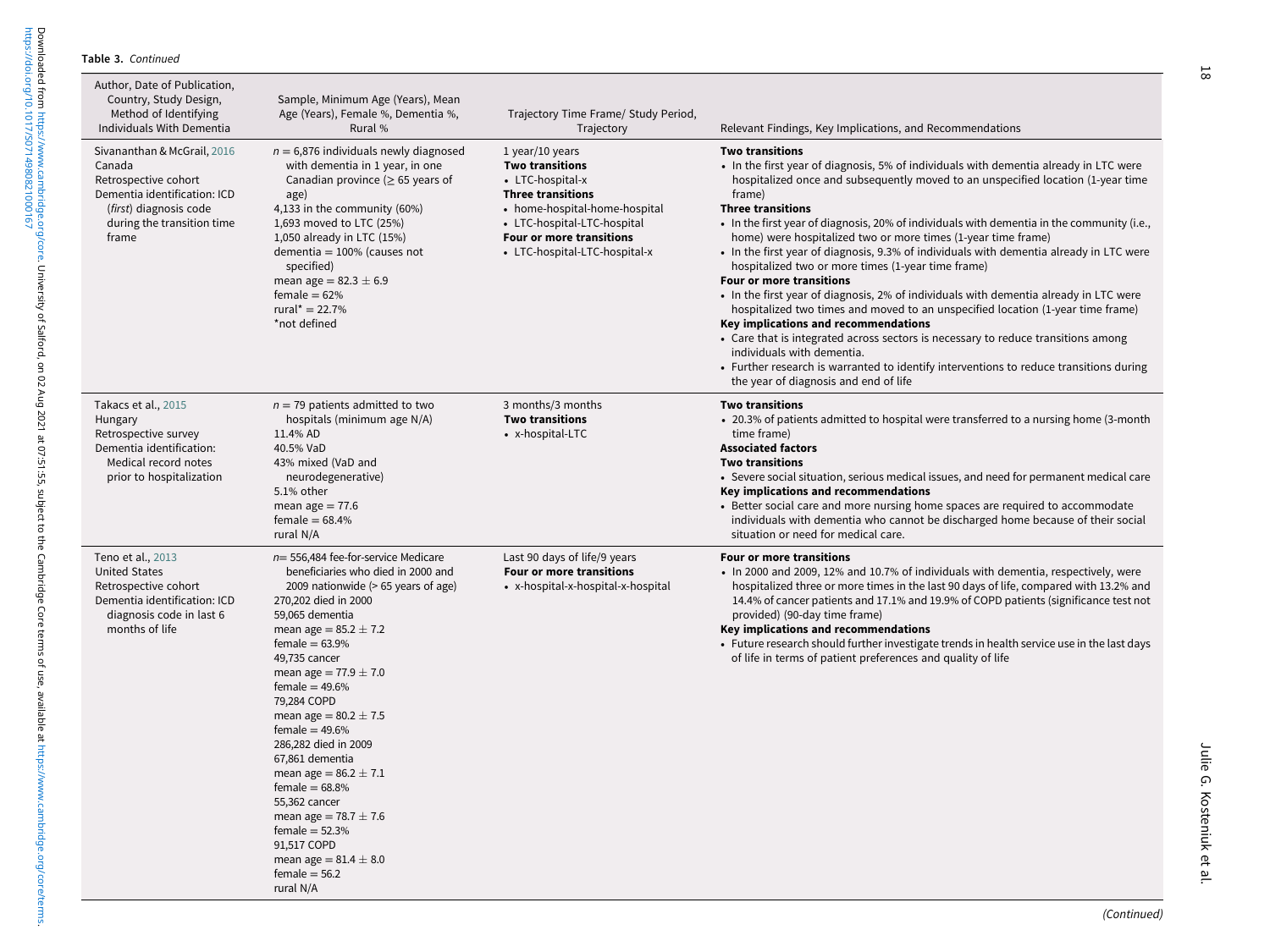**Table 3.** *Continued*

| Author, Date of Publication, Country, Study Design, Method of Identifying Individuals With Dementia | Sample, Minimum Age (Years), Mean Age (Years), Female %, Dementia %, Rural % | Trajectory Time Frame/ Study Period, Trajectory | Relevant Findings, Key Implications, and Recommendations |
|---|---|---|---|
| Sivananthan & McGrail, 2016<br>Canada<br>Retrospective cohort<br>Dementia identification: ICD (*first*) diagnosis code during the transition time frame | $n$ = 6,876 individuals newly diagnosed with dementia in 1 year, in one Canadian province (≥ 65 years of age)<br>4,133 in the community (60%)<br>1,693 moved to LTC (25%)<br>1,050 already in LTC (15%)<br>dementia = 100% (causes not specified)<br>mean age = 82.3 ± 6.9<br>female = 62%<br>rural* = 22.7%<br>*not defined | 1 year/10 years<br>**Two transitions**<br>• LTC-hospital-x<br>**Three transitions**<br>• home-hospital-home-hospital<br>• LTC-hospital-LTC-hospital<br>**Four or more transitions**<br>• LTC-hospital-LTC-hospital-x | **Two transitions**<br>• In the first year of diagnosis, 5% of individuals with dementia already in LTC were hospitalized once and subsequently moved to an unspecified location (1-year time frame)<br>**Three transitions**<br>• In the first year of diagnosis, 20% of individuals with dementia in the community (i.e., home) were hospitalized two or more times (1-year time frame)<br>• In the first year of diagnosis, 9.3% of individuals with dementia already in LTC were hospitalized two or more times (1-year time frame)<br>**Four or more transitions**<br>• In the first year of diagnosis, 2% of individuals with dementia already in LTC were hospitalized two times and moved to an unspecified location (1-year time frame)<br>**Key implications and recommendations**<br>• Care that is integrated across sectors is necessary to reduce transitions among individuals with dementia.<br>• Further research is warranted to identify interventions to reduce transitions during the year of diagnosis and end of life |
| Takacs et al., 2015<br>Hungary<br>Retrospective survey<br>Dementia identification: Medical record notes prior to hospitalization | $n$ = 79 patients admitted to two hospitals (minimum age N/A)<br>11.4% AD<br>40.5% VaD<br>43% mixed (VaD and neurodegenerative)<br>5.1% other<br>mean age = 77.6<br>female = 68.4%<br>rural N/A | 3 months/3 months<br>**Two transitions**<br>• x-hospital-LTC | **Two transitions**<br>• 20.3% of patients admitted to hospital were transferred to a nursing home (3-month time frame)<br>**Associated factors**<br>**Two transitions**<br>• Severe social situation, serious medical issues, and need for permanent medical care<br>**Key implications and recommendations**<br>• Better social care and more nursing home spaces are required to accommodate individuals with dementia who cannot be discharged home because of their social situation or need for medical care. |
| Teno et al., 2013<br>United States<br>Retrospective cohort<br>Dementia identification: ICD diagnosis code in last 6 months of life | $n$= 556,484 fee-for-service Medicare beneficiaries who died in 2000 and 2009 nationwide (> 65 years of age)<br>270,202 died in 2000<br>59,065 dementia<br>mean age = 85.2 ± 7.2<br>female = 63.9%<br>49,735 cancer<br>mean age = 77.9 ± 7.0<br>female = 49.6%<br>79,284 COPD<br>mean age = 80.2 ± 7.5<br>female = 49.6%<br>286,282 died in 2009<br>67,861 dementia<br>mean age = 86.2 ± 7.1<br>female = 68.8%<br>55,362 cancer<br>mean age = 78.7 ± 7.6<br>female = 52.3%<br>91,517 COPD<br>mean age = 81.4 ± 8.0<br>female = 56.2<br>rural N/A | Last 90 days of life/9 years<br>**Four or more transitions**<br>• x-hospital-x-hospital-x-hospital | **Four or more transitions**<br>• In 2000 and 2009, 12% and 10.7% of individuals with dementia, respectively, were hospitalized three or more times in the last 90 days of life, compared with 13.2% and 14.4% of cancer patients and 17.1% and 19.9% of COPD patients (significance test not provided) (90-day time frame)<br>**Key implications and recommendations**<br>• Future research should further investigate trends in health service use in the last days of life in terms of patient preferences and quality of life |

*(Continued)*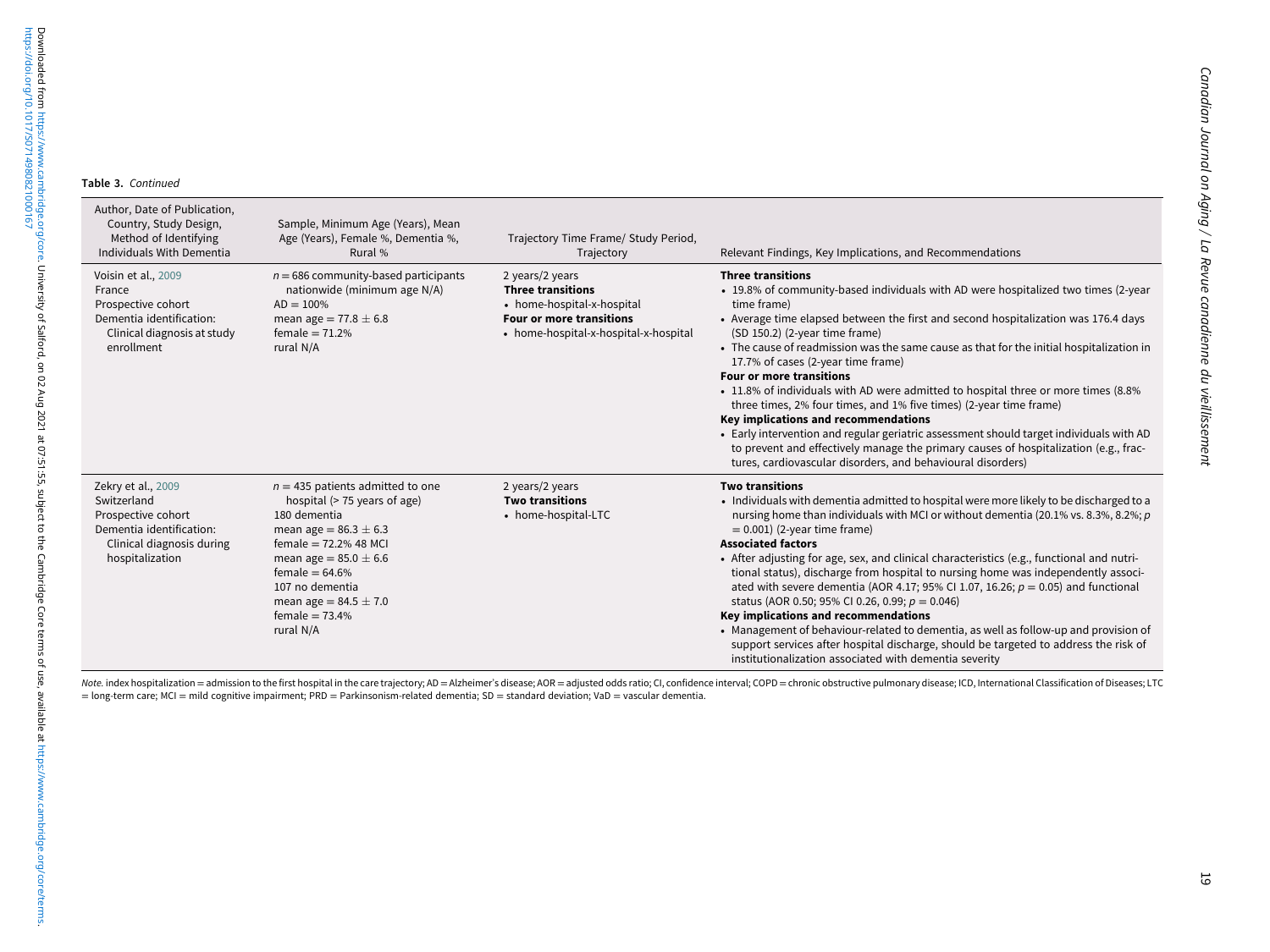**Table 3.** *Continued*

| Author, Date of Publication, Country, Study Design, Method of Identifying Individuals With Dementia | Sample, Minimum Age (Years), Mean Age (Years), Female %, Dementia %, Rural % | Trajectory Time Frame/ Study Period, Trajectory | Relevant Findings, Key Implications, and Recommendations |
|---|---|---|---|
| Voisin et al., 2009<br>France<br>Prospective cohort<br>Dementia identification:<br>Clinical diagnosis at study enrollment | $n = 686$ community-based participants nationwide (minimum age N/A)<br>AD = 100%<br>mean age = 77.8 ± 6.8<br>female = 71.2%<br>rural N/A | 2 years/2 years<br>**Three transitions**<br>• home-hospital-x-hospital<br>**Four or more transitions**<br>• home-hospital-x-hospital-x-hospital | **Three transitions**<br>• 19.8% of community-based individuals with AD were hospitalized two times (2-year time frame)<br>• Average time elapsed between the first and second hospitalization was 176.4 days (SD 150.2) (2-year time frame)<br>• The cause of readmission was the same cause as that for the initial hospitalization in 17.7% of cases (2-year time frame)<br>**Four or more transitions**<br>• 11.8% of individuals with AD were admitted to hospital three or more times (8.8% three times, 2% four times, and 1% five times) (2-year time frame)<br>**Key implications and recommendations**<br>• Early intervention and regular geriatric assessment should target individuals with AD to prevent and effectively manage the primary causes of hospitalization (e.g., fractures, cardiovascular disorders, and behavioural disorders) |
| Zekry et al., 2009<br>Switzerland<br>Prospective cohort<br>Dementia identification:<br>Clinical diagnosis during hospitalization | $n = 435$ patients admitted to one hospital (> 75 years of age)<br>180 dementia<br>mean age = 86.3 ± 6.3<br>female = 72.2% 48 MCI<br>mean age = 85.0 ± 6.6<br>female = 64.6%<br>107 no dementia<br>mean age = 84.5 ± 7.0<br>female = 73.4%<br>rural N/A | 2 years/2 years<br>**Two transitions**<br>• home-hospital-LTC | **Two transitions**<br>• Individuals with dementia admitted to hospital were more likely to be discharged to a nursing home than individuals with MCI or without dementia (20.1% vs. 8.3%, 8.2%; $p = 0.001$) (2-year time frame)<br>**Associated factors**<br>• After adjusting for age, sex, and clinical characteristics (e.g., functional and nutritional status), discharge from hospital to nursing home was independently associated with severe dementia (AOR 4.17; 95% CI 1.07, 16.26; $p = 0.05$) and functional status (AOR 0.50; 95% CI 0.26, 0.99; $p = 0.046$)<br>**Key implications and recommendations**<br>• Management of behaviour-related to dementia, as well as follow-up and provision of support services after hospital discharge, should be targeted to address the risk of institutionalization associated with dementia severity |

*Note.* index hospitalization = admission to the first hospital in the care trajectory; AD = Alzheimer's disease; AOR = adjusted odds ratio; CI, confidence interval; COPD = chronic obstructive pulmonary disease; ICD, International Classification of Diseases; LTC = long-term care; MCI = mild cognitive impairment; PRD = Parkinsonism-related dementia; SD = standard deviation; VaD = vascular dementia.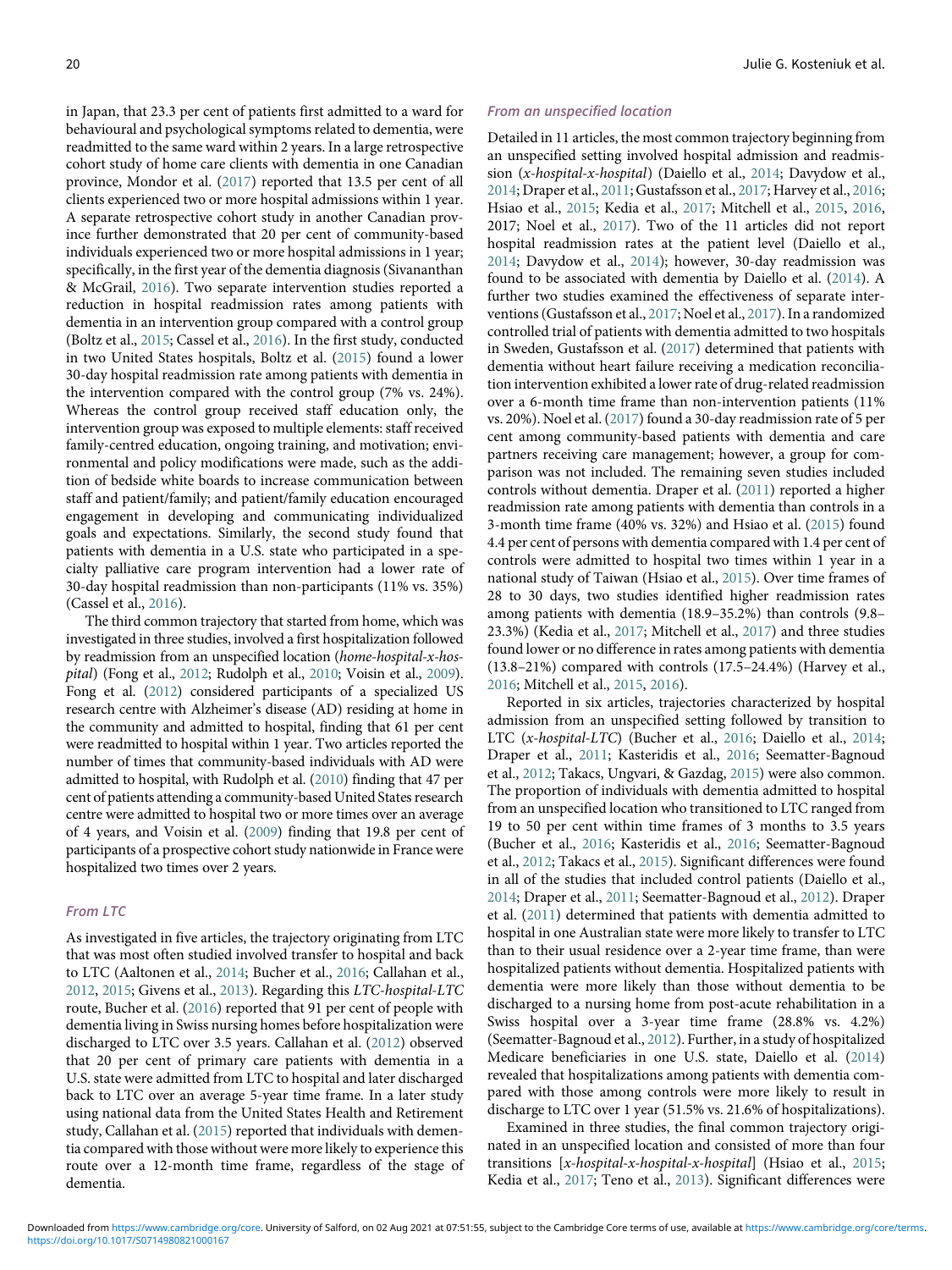in Japan, that 23.3 per cent of patients first admitted to a ward for behavioural and psychological symptoms related to dementia, were readmitted to the same ward within 2 years. In a large retrospective cohort study of home care clients with dementia in one Canadian province, Mondor et al. (2017) reported that 13.5 per cent of all clients experienced two or more hospital admissions within 1 year. A separate retrospective cohort study in another Canadian province further demonstrated that 20 per cent of community-based individuals experienced two or more hospital admissions in 1 year; specifically, in the first year of the dementia diagnosis (Sivananthan & McGrail, 2016). Two separate intervention studies reported a reduction in hospital readmission rates among patients with dementia in an intervention group compared with a control group (Boltz et al., 2015; Cassel et al., 2016). In the first study, conducted in two United States hospitals, Boltz et al. (2015) found a lower 30-day hospital readmission rate among patients with dementia in the intervention compared with the control group (7% vs. 24%). Whereas the control group received staff education only, the intervention group was exposed to multiple elements: staff received family-centred education, ongoing training, and motivation; environmental and policy modifications were made, such as the addition of bedside white boards to increase communication between staff and patient/family; and patient/family education encouraged engagement in developing and communicating individualized goals and expectations. Similarly, the second study found that patients with dementia in a U.S. state who participated in a specialty palliative care program intervention had a lower rate of 30-day hospital readmission than non-participants (11% vs. 35%) (Cassel et al., 2016).

The third common trajectory that started from home, which was investigated in three studies, involved a first hospitalization followed by readmission from an unspecified location (*home-hospital-x-hospital*) (Fong et al., 2012; Rudolph et al., 2010; Voisin et al., 2009). Fong et al. (2012) considered participants of a specialized US research centre with Alzheimer's disease (AD) residing at home in the community and admitted to hospital, finding that 61 per cent were readmitted to hospital within 1 year. Two articles reported the number of times that community-based individuals with AD were admitted to hospital, with Rudolph et al. (2010) finding that 47 per cent of patients attending a community-based United States research centre were admitted to hospital two or more times over an average of 4 years, and Voisin et al. (2009) finding that 19.8 per cent of participants of a prospective cohort study nationwide in France were hospitalized two times over 2 years.

#### *From LTC*

As investigated in five articles, the trajectory originating from LTC that was most often studied involved transfer to hospital and back to LTC (Aaltonen et al., 2014; Bucher et al., 2016; Callahan et al., 2012, 2015; Givens et al., 2013). Regarding this *LTC-hospital-LTC* route, Bucher et al. (2016) reported that 91 per cent of people with dementia living in Swiss nursing homes before hospitalization were discharged to LTC over 3.5 years. Callahan et al. (2012) observed that 20 per cent of primary care patients with dementia in a U.S. state were admitted from LTC to hospital and later discharged back to LTC over an average 5-year time frame. In a later study using national data from the United States Health and Retirement study, Callahan et al. (2015) reported that individuals with dementia compared with those without were more likely to experience this route over a 12-month time frame, regardless of the stage of dementia.

#### *From an unspecified location*

Detailed in 11 articles, the most common trajectory beginning from an unspecified setting involved hospital admission and readmission (*x-hospital-x-hospital*) (Daiello et al., 2014; Davydow et al., 2014; Draper et al., 2011; Gustafsson et al., 2017; Harvey et al., 2016; Hsiao et al., 2015; Kedia et al., 2017; Mitchell et al., 2015, 2016, 2017; Noel et al., 2017). Two of the 11 articles did not report hospital readmission rates at the patient level (Daiello et al., 2014; Davydow et al., 2014); however, 30-day readmission was found to be associated with dementia by Daiello et al. (2014). A further two studies examined the effectiveness of separate interventions (Gustafsson et al., 2017; Noel et al., 2017). In a randomized controlled trial of patients with dementia admitted to two hospitals in Sweden, Gustafsson et al. (2017) determined that patients with dementia without heart failure receiving a medication reconciliation intervention exhibited a lower rate of drug-related readmission over a 6-month time frame than non-intervention patients (11% vs. 20%). Noel et al. (2017) found a 30-day readmission rate of 5 per cent among community-based patients with dementia and care partners receiving care management; however, a group for comparison was not included. The remaining seven studies included controls without dementia. Draper et al. (2011) reported a higher readmission rate among patients with dementia than controls in a 3-month time frame (40% vs. 32%) and Hsiao et al. (2015) found 4.4 per cent of persons with dementia compared with 1.4 per cent of controls were admitted to hospital two times within 1 year in a national study of Taiwan (Hsiao et al., 2015). Over time frames of 28 to 30 days, two studies identified higher readmission rates among patients with dementia (18.9–35.2%) than controls (9.8–23.3%) (Kedia et al., 2017; Mitchell et al., 2017) and three studies found lower or no difference in rates among patients with dementia (13.8–21%) compared with controls (17.5–24.4%) (Harvey et al., 2016; Mitchell et al., 2015, 2016).

Reported in six articles, trajectories characterized by hospital admission from an unspecified setting followed by transition to LTC (*x-hospital-LTC*) (Bucher et al., 2016; Daiello et al., 2014; Draper et al., 2011; Kasteridis et al., 2016; Seematter-Bagnoud et al., 2012; Takacs, Ungvari, & Gazdag, 2015) were also common. The proportion of individuals with dementia admitted to hospital from an unspecified location who transitioned to LTC ranged from 19 to 50 per cent within time frames of 3 months to 3.5 years (Bucher et al., 2016; Kasteridis et al., 2016; Seematter-Bagnoud et al., 2012; Takacs et al., 2015). Significant differences were found in all of the studies that included control patients (Daiello et al., 2014; Draper et al., 2011; Seematter-Bagnoud et al., 2012). Draper et al. (2011) determined that patients with dementia admitted to hospital in one Australian state were more likely to transfer to LTC than to their usual residence over a 2-year time frame, than were hospitalized patients without dementia. Hospitalized patients with dementia were more likely than those without dementia to be discharged to a nursing home from post-acute rehabilitation in a Swiss hospital over a 3-year time frame (28.8% vs. 4.2%) (Seematter-Bagnoud et al., 2012). Further, in a study of hospitalized Medicare beneficiaries in one U.S. state, Daiello et al. (2014) revealed that hospitalizations among patients with dementia compared with those among controls were more likely to result in discharge to LTC over 1 year (51.5% vs. 21.6% of hospitalizations).

Examined in three studies, the final common trajectory originated in an unspecified location and consisted of more than four transitions [*x-hospital-x-hospital-x-hospital*] (Hsiao et al., 2015; Kedia et al., 2017; Teno et al., 2013). Significant differences were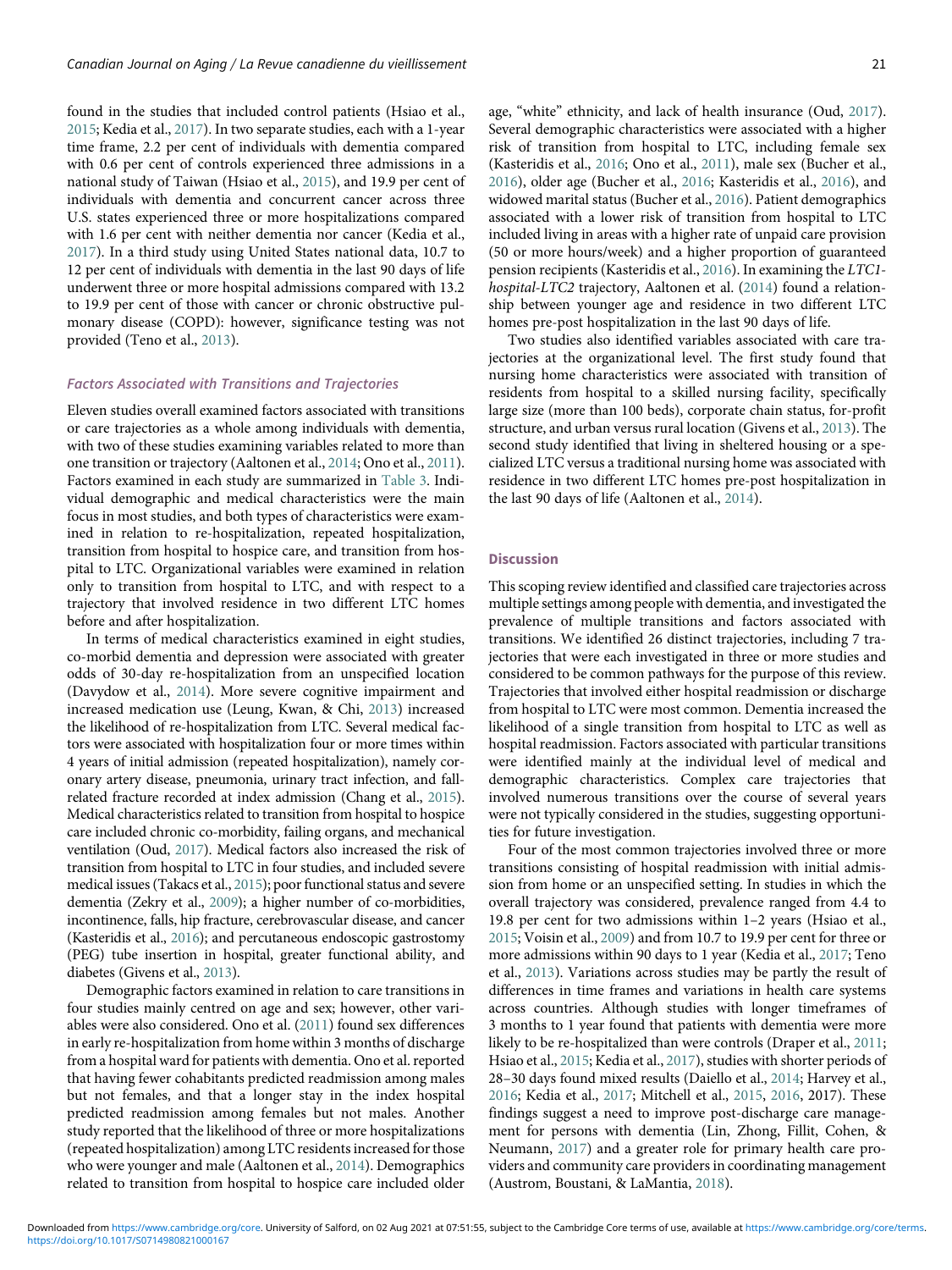found in the studies that included control patients (Hsiao et al., 2015; Kedia et al., 2017). In two separate studies, each with a 1-year time frame, 2.2 per cent of individuals with dementia compared with 0.6 per cent of controls experienced three admissions in a national study of Taiwan (Hsiao et al., 2015), and 19.9 per cent of individuals with dementia and concurrent cancer across three U.S. states experienced three or more hospitalizations compared with 1.6 per cent with neither dementia nor cancer (Kedia et al., 2017). In a third study using United States national data, 10.7 to 12 per cent of individuals with dementia in the last 90 days of life underwent three or more hospital admissions compared with 13.2 to 19.9 per cent of those with cancer or chronic obstructive pulmonary disease (COPD): however, significance testing was not provided (Teno et al., 2013).

### Factors Associated with Transitions and Trajectories

Eleven studies overall examined factors associated with transitions or care trajectories as a whole among individuals with dementia, with two of these studies examining variables related to more than one transition or trajectory (Aaltonen et al., 2014; Ono et al., 2011). Factors examined in each study are summarized in Table 3. Individual demographic and medical characteristics were the main focus in most studies, and both types of characteristics were examined in relation to re-hospitalization, repeated hospitalization, transition from hospital to hospice care, and transition from hospital to LTC. Organizational variables were examined in relation only to transition from hospital to LTC, and with respect to a trajectory that involved residence in two different LTC homes before and after hospitalization.

In terms of medical characteristics examined in eight studies, co-morbid dementia and depression were associated with greater odds of 30-day re-hospitalization from an unspecified location (Davydow et al., 2014). More severe cognitive impairment and increased medication use (Leung, Kwan, & Chi, 2013) increased the likelihood of re-hospitalization from LTC. Several medical factors were associated with hospitalization four or more times within 4 years of initial admission (repeated hospitalization), namely coronary artery disease, pneumonia, urinary tract infection, and fall-related fracture recorded at index admission (Chang et al., 2015). Medical characteristics related to transition from hospital to hospice care included chronic co-morbidity, failing organs, and mechanical ventilation (Oud, 2017). Medical factors also increased the risk of transition from hospital to LTC in four studies, and included severe medical issues (Takacs et al., 2015); poor functional status and severe dementia (Zekry et al., 2009); a higher number of co-morbidities, incontinence, falls, hip fracture, cerebrovascular disease, and cancer (Kasteridis et al., 2016); and percutaneous endoscopic gastrostomy (PEG) tube insertion in hospital, greater functional ability, and diabetes (Givens et al., 2013).

Demographic factors examined in relation to care transitions in four studies mainly centred on age and sex; however, other variables were also considered. Ono et al. (2011) found sex differences in early re-hospitalization from home within 3 months of discharge from a hospital ward for patients with dementia. Ono et al. reported that having fewer cohabitants predicted readmission among males but not females, and that a longer stay in the index hospital predicted readmission among females but not males. Another study reported that the likelihood of three or more hospitalizations (repeated hospitalization) among LTC residents increased for those who were younger and male (Aaltonen et al., 2014). Demographics related to transition from hospital to hospice care included older age, "white" ethnicity, and lack of health insurance (Oud, 2017). Several demographic characteristics were associated with a higher risk of transition from hospital to LTC, including female sex (Kasteridis et al., 2016; Ono et al., 2011), male sex (Bucher et al., 2016), older age (Bucher et al., 2016; Kasteridis et al., 2016), and widowed marital status (Bucher et al., 2016). Patient demographics associated with a lower risk of transition from hospital to LTC included living in areas with a higher rate of unpaid care provision (50 or more hours/week) and a higher proportion of guaranteed pension recipients (Kasteridis et al., 2016). In examining the *LTC1-hospital-LTC2* trajectory, Aaltonen et al. (2014) found a relationship between younger age and residence in two different LTC homes pre-post hospitalization in the last 90 days of life.

Two studies also identified variables associated with care trajectories at the organizational level. The first study found that nursing home characteristics were associated with transition of residents from hospital to a skilled nursing facility, specifically large size (more than 100 beds), corporate chain status, for-profit structure, and urban versus rural location (Givens et al., 2013). The second study identified that living in sheltered housing or a specialized LTC versus a traditional nursing home was associated with residence in two different LTC homes pre-post hospitalization in the last 90 days of life (Aaltonen et al., 2014).

## Discussion

This scoping review identified and classified care trajectories across multiple settings among people with dementia, and investigated the prevalence of multiple transitions and factors associated with transitions. We identified 26 distinct trajectories, including 7 trajectories that were each investigated in three or more studies and considered to be common pathways for the purpose of this review. Trajectories that involved either hospital readmission or discharge from hospital to LTC were most common. Dementia increased the likelihood of a single transition from hospital to LTC as well as hospital readmission. Factors associated with particular transitions were identified mainly at the individual level of medical and demographic characteristics. Complex care trajectories that involved numerous transitions over the course of several years were not typically considered in the studies, suggesting opportunities for future investigation.

Four of the most common trajectories involved three or more transitions consisting of hospital readmission with initial admission from home or an unspecified setting. In studies in which the overall trajectory was considered, prevalence ranged from 4.4 to 19.8 per cent for two admissions within 1–2 years (Hsiao et al., 2015; Voisin et al., 2009) and from 10.7 to 19.9 per cent for three or more admissions within 90 days to 1 year (Kedia et al., 2017; Teno et al., 2013). Variations across studies may be partly the result of differences in time frames and variations in health care systems across countries. Although studies with longer timeframes of 3 months to 1 year found that patients with dementia were more likely to be re-hospitalized than were controls (Draper et al., 2011; Hsiao et al., 2015; Kedia et al., 2017), studies with shorter periods of 28–30 days found mixed results (Daiello et al., 2014; Harvey et al., 2016; Kedia et al., 2017; Mitchell et al., 2015, 2016, 2017). These findings suggest a need to improve post-discharge care management for persons with dementia (Lin, Zhong, Fillit, Cohen, & Neumann, 2017) and a greater role for primary health care providers and community care providers in coordinating management (Austrom, Boustani, & LaMantia, 2018).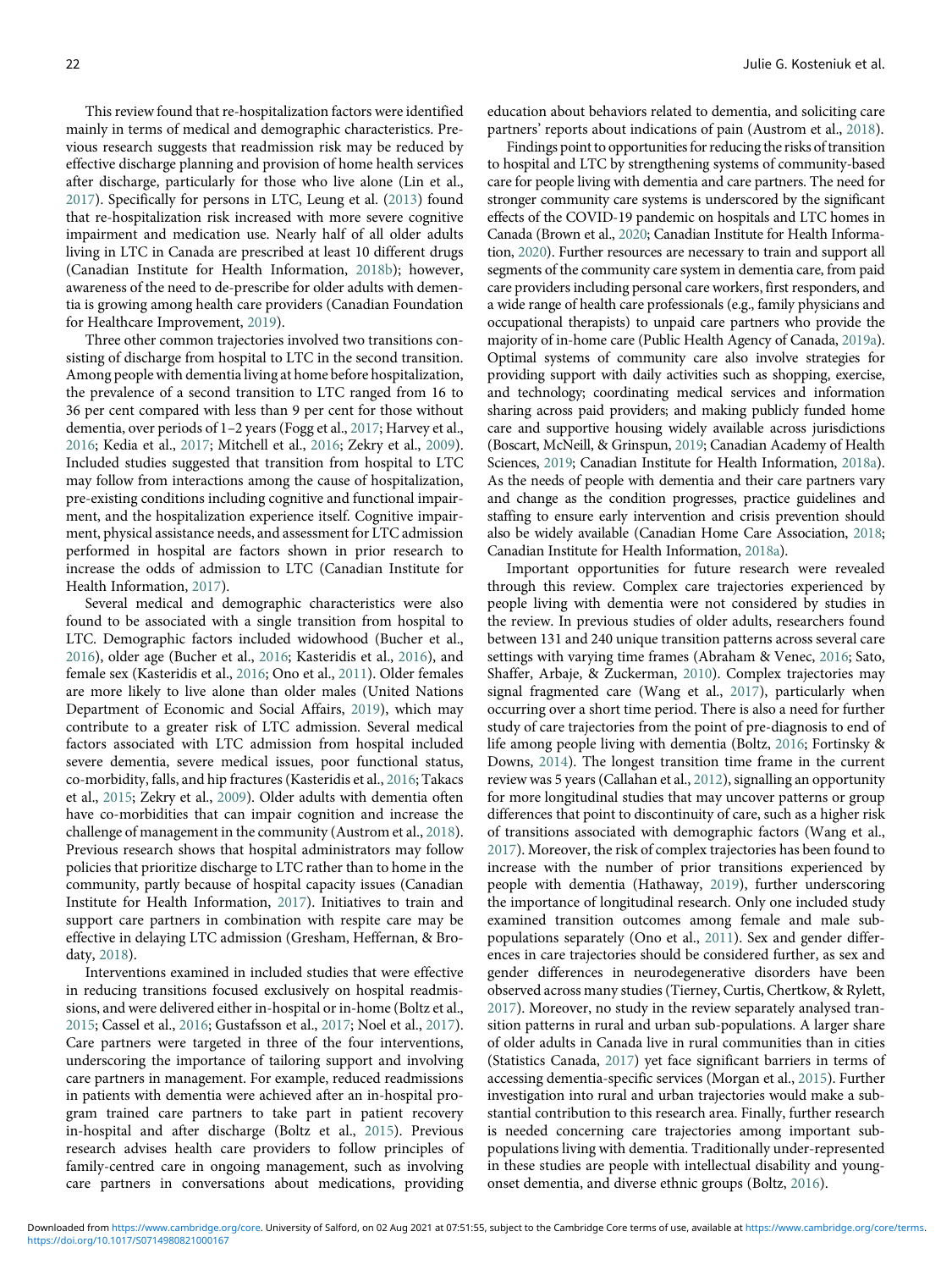This review found that re-hospitalization factors were identified mainly in terms of medical and demographic characteristics. Previous research suggests that readmission risk may be reduced by effective discharge planning and provision of home health services after discharge, particularly for those who live alone (Lin et al., 2017). Specifically for persons in LTC, Leung et al. (2013) found that re-hospitalization risk increased with more severe cognitive impairment and medication use. Nearly half of all older adults living in LTC in Canada are prescribed at least 10 different drugs (Canadian Institute for Health Information, 2018b); however, awareness of the need to de-prescribe for older adults with dementia is growing among health care providers (Canadian Foundation for Healthcare Improvement, 2019).

Three other common trajectories involved two transitions consisting of discharge from hospital to LTC in the second transition. Among people with dementia living at home before hospitalization, the prevalence of a second transition to LTC ranged from 16 to 36 per cent compared with less than 9 per cent for those without dementia, over periods of 1–2 years (Fogg et al., 2017; Harvey et al., 2016; Kedia et al., 2017; Mitchell et al., 2016; Zekry et al., 2009). Included studies suggested that transition from hospital to LTC may follow from interactions among the cause of hospitalization, pre-existing conditions including cognitive and functional impairment, and the hospitalization experience itself. Cognitive impairment, physical assistance needs, and assessment for LTC admission performed in hospital are factors shown in prior research to increase the odds of admission to LTC (Canadian Institute for Health Information, 2017).

Several medical and demographic characteristics were also found to be associated with a single transition from hospital to LTC. Demographic factors included widowhood (Bucher et al., 2016), older age (Bucher et al., 2016; Kasteridis et al., 2016), and female sex (Kasteridis et al., 2016; Ono et al., 2011). Older females are more likely to live alone than older males (United Nations Department of Economic and Social Affairs, 2019), which may contribute to a greater risk of LTC admission. Several medical factors associated with LTC admission from hospital included severe dementia, severe medical issues, poor functional status, co-morbidity, falls, and hip fractures (Kasteridis et al., 2016; Takacs et al., 2015; Zekry et al., 2009). Older adults with dementia often have co-morbidities that can impair cognition and increase the challenge of management in the community (Austrom et al., 2018). Previous research shows that hospital administrators may follow policies that prioritize discharge to LTC rather than to home in the community, partly because of hospital capacity issues (Canadian Institute for Health Information, 2017). Initiatives to train and support care partners in combination with respite care may be effective in delaying LTC admission (Gresham, Heffernan, & Brodaty, 2018).

Interventions examined in included studies that were effective in reducing transitions focused exclusively on hospital readmissions, and were delivered either in-hospital or in-home (Boltz et al., 2015; Cassel et al., 2016; Gustafsson et al., 2017; Noel et al., 2017). Care partners were targeted in three of the four interventions, underscoring the importance of tailoring support and involving care partners in management. For example, reduced readmissions in patients with dementia were achieved after an in-hospital program trained care partners to take part in patient recovery in-hospital and after discharge (Boltz et al., 2015). Previous research advises health care providers to follow principles of family-centred care in ongoing management, such as involving care partners in conversations about medications, providing education about behaviors related to dementia, and soliciting care partners' reports about indications of pain (Austrom et al., 2018).

Findings point to opportunities for reducing the risks of transition to hospital and LTC by strengthening systems of community-based care for people living with dementia and care partners. The need for stronger community care systems is underscored by the significant effects of the COVID-19 pandemic on hospitals and LTC homes in Canada (Brown et al., 2020; Canadian Institute for Health Information, 2020). Further resources are necessary to train and support all segments of the community care system in dementia care, from paid care providers including personal care workers, first responders, and a wide range of health care professionals (e.g., family physicians and occupational therapists) to unpaid care partners who provide the majority of in-home care (Public Health Agency of Canada, 2019a). Optimal systems of community care also involve strategies for providing support with daily activities such as shopping, exercise, and technology; coordinating medical services and information sharing across paid providers; and making publicly funded home care and supportive housing widely available across jurisdictions (Boscart, McNeill, & Grinspun, 2019; Canadian Academy of Health Sciences, 2019; Canadian Institute for Health Information, 2018a). As the needs of people with dementia and their care partners vary and change as the condition progresses, practice guidelines and staffing to ensure early intervention and crisis prevention should also be widely available (Canadian Home Care Association, 2018; Canadian Institute for Health Information, 2018a).

Important opportunities for future research were revealed through this review. Complex care trajectories experienced by people living with dementia were not considered by studies in the review. In previous studies of older adults, researchers found between 131 and 240 unique transition patterns across several care settings with varying time frames (Abraham & Venec, 2016; Sato, Shaffer, Arbaje, & Zuckerman, 2010). Complex trajectories may signal fragmented care (Wang et al., 2017), particularly when occurring over a short time period. There is also a need for further study of care trajectories from the point of pre-diagnosis to end of life among people living with dementia (Boltz, 2016; Fortinsky & Downs, 2014). The longest transition time frame in the current review was 5 years (Callahan et al., 2012), signalling an opportunity for more longitudinal studies that may uncover patterns or group differences that point to discontinuity of care, such as a higher risk of transitions associated with demographic factors (Wang et al., 2017). Moreover, the risk of complex trajectories has been found to increase with the number of prior transitions experienced by people with dementia (Hathaway, 2019), further underscoring the importance of longitudinal research. Only one included study examined transition outcomes among female and male sub-populations separately (Ono et al., 2011). Sex and gender differences in care trajectories should be considered further, as sex and gender differences in neurodegenerative disorders have been observed across many studies (Tierney, Curtis, Chertkow, & Rylett, 2017). Moreover, no study in the review separately analysed transition patterns in rural and urban sub-populations. A larger share of older adults in Canada live in rural communities than in cities (Statistics Canada, 2017) yet face significant barriers in terms of accessing dementia-specific services (Morgan et al., 2015). Further investigation into rural and urban trajectories would make a substantial contribution to this research area. Finally, further research is needed concerning care trajectories among important sub-populations living with dementia. Traditionally under-represented in these studies are people with intellectual disability and young-onset dementia, and diverse ethnic groups (Boltz, 2016).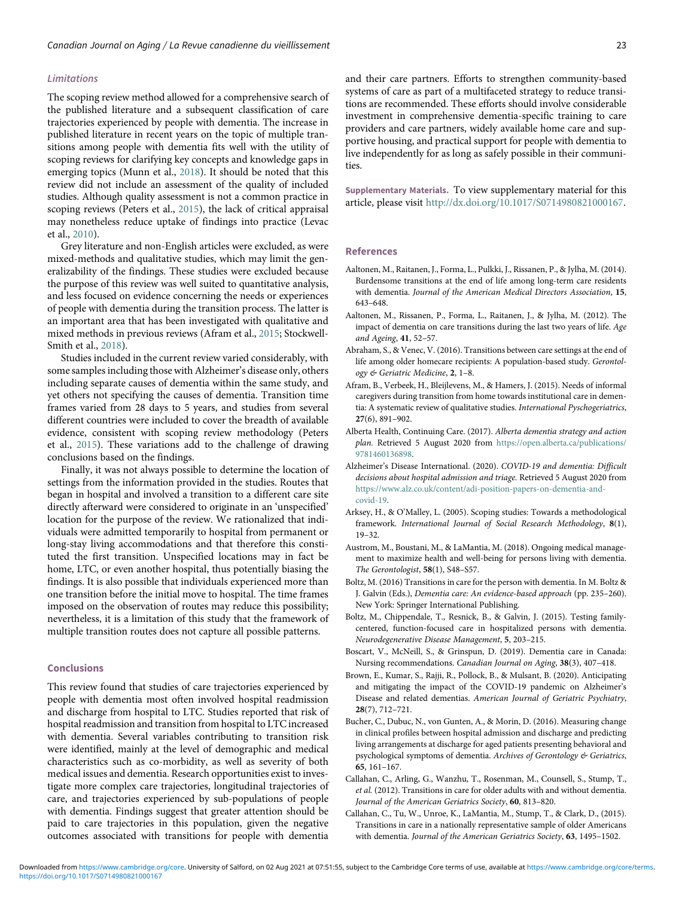### Limitations

The scoping review method allowed for a comprehensive search of the published literature and a subsequent classification of care trajectories experienced by people with dementia. The increase in published literature in recent years on the topic of multiple transitions among people with dementia fits well with the utility of scoping reviews for clarifying key concepts and knowledge gaps in emerging topics (Munn et al., 2018). It should be noted that this review did not include an assessment of the quality of included studies. Although quality assessment is not a common practice in scoping reviews (Peters et al., 2015), the lack of critical appraisal may nonetheless reduce uptake of findings into practice (Levac et al., 2010).

Grey literature and non-English articles were excluded, as were mixed-methods and qualitative studies, which may limit the generalizability of the findings. These studies were excluded because the purpose of this review was well suited to quantitative analysis, and less focused on evidence concerning the needs or experiences of people with dementia during the transition process. The latter is an important area that has been investigated with qualitative and mixed methods in previous reviews (Afram et al., 2015; Stockwell-Smith et al., 2018).

Studies included in the current review varied considerably, with some samples including those with Alzheimer's disease only, others including separate causes of dementia within the same study, and yet others not specifying the causes of dementia. Transition time frames varied from 28 days to 5 years, and studies from several different countries were included to cover the breadth of available evidence, consistent with scoping review methodology (Peters et al., 2015). These variations add to the challenge of drawing conclusions based on the findings.

Finally, it was not always possible to determine the location of settings from the information provided in the studies. Routes that began in hospital and involved a transition to a different care site directly afterward were considered to originate in an 'unspecified' location for the purpose of the review. We rationalized that individuals were admitted temporarily to hospital from permanent or long-stay living accommodations and that therefore this constituted the first transition. Unspecified locations may in fact be home, LTC, or even another hospital, thus potentially biasing the findings. It is also possible that individuals experienced more than one transition before the initial move to hospital. The time frames imposed on the observation of routes may reduce this possibility; nevertheless, it is a limitation of this study that the framework of multiple transition routes does not capture all possible patterns.

## Conclusions

This review found that studies of care trajectories experienced by people with dementia most often involved hospital readmission and discharge from hospital to LTC. Studies reported that risk of hospital readmission and transition from hospital to LTC increased with dementia. Several variables contributing to transition risk were identified, mainly at the level of demographic and medical characteristics such as co-morbidity, as well as severity of both medical issues and dementia. Research opportunities exist to investigate more complex care trajectories, longitudinal trajectories of care, and trajectories experienced by sub-populations of people with dementia. Findings suggest that greater attention should be paid to care trajectories in this population, given the negative outcomes associated with transitions for people with dementia and their care partners. Efforts to strengthen community-based systems of care as part of a multifaceted strategy to reduce transitions are recommended. These efforts should involve considerable investment in comprehensive dementia-specific training to care providers and care partners, widely available home care and supportive housing, and practical support for people with dementia to live independently for as long as safely possible in their communities.

**Supplementary Materials.** To view supplementary material for this article, please visit http://dx.doi.org/10.1017/S0714980821000167.

## References

Aaltonen, M., Raitanen, J., Forma, L., Pulkki, J., Rissanen, P., & Jylha, M. (2014). Burdensome transitions at the end of life among long-term care residents with dementia. *Journal of the American Medical Directors Association*, **15**, 643–648.

Aaltonen, M., Rissanen, P., Forma, L., Raitanen, J., & Jylha, M. (2012). The impact of dementia on care transitions during the last two years of life. *Age and Ageing*, **41**, 52–57.

Abraham, S., & Venec, V. (2016). Transitions between care settings at the end of life among older homecare recipients: A population-based study. *Gerontology & Geriatric Medicine*, **2**, 1–8.

Afram, B., Verbeek, H., Bleijlevens, M., & Hamers, J. (2015). Needs of informal caregivers during transition from home towards institutional care in dementia: A systematic review of qualitative studies. *International Pyschogeriatrics*, **27**(6), 891–902.

Alberta Health, Continuing Care. (2017). *Alberta dementia strategy and action plan.* Retrieved 5 August 2020 from https://open.alberta.ca/publications/9781460136898.

Alzheimer's Disease International. (2020). *COVID-19 and dementia: Difficult decisions about hospital admission and triage.* Retrieved 5 August 2020 from https://www.alz.co.uk/content/adi-position-papers-on-dementia-and-covid-19.

Arksey, H., & O'Malley, L. (2005). Scoping studies: Towards a methodological framework. *International Journal of Social Research Methodology*, **8**(1), 19–32.

Austrom, M., Boustani, M., & LaMantia, M. (2018). Ongoing medical management to maximize health and well-being for persons living with dementia. *The Gerontologist*, **58**(1), S48–S57.

Boltz, M. (2016) Transitions in care for the person with dementia. In M. Boltz & J. Galvin (Eds.), *Dementia care: An evidence-based approach* (pp. 235–260). New York: Springer International Publishing.

Boltz, M., Chippendale, T., Resnick, B., & Galvin, J. (2015). Testing family-centered, function-focused care in hospitalized persons with dementia. *Neurodegenerative Disease Management*, **5**, 203–215.

Boscart, V., McNeill, S., & Grinspun, D. (2019). Dementia care in Canada: Nursing recommendations. *Canadian Journal on Aging*, **38**(3), 407–418.

Brown, E., Kumar, S., Rajji, R., Pollock, B., & Mulsant, B. (2020). Anticipating and mitigating the impact of the COVID-19 pandemic on Alzheimer's Disease and related dementias. *American Journal of Geriatric Psychiatry*, **28**(7), 712–721.

Bucher, C., Dubuc, N., von Gunten, A., & Morin, D. (2016). Measuring change in clinical profiles between hospital admission and discharge and predicting living arrangements at discharge for aged patients presenting behavioral and psychological symptoms of dementia. *Archives of Gerontology & Geriatrics*, **65**, 161–167.

Callahan, C., Arling, G., Wanzhu, T., Rosenman, M., Counsell, S., Stump, T., *et al.* (2012). Transitions in care for older adults with and without dementia. *Journal of the American Geriatrics Society*, **60**, 813–820.

Callahan, C., Tu, W., Unroe, K., LaMantia, M., Stump, T., & Clark, D., (2015). Transitions in care in a nationally representative sample of older Americans with dementia. *Journal of the American Geriatrics Society*, **63**, 1495–1502.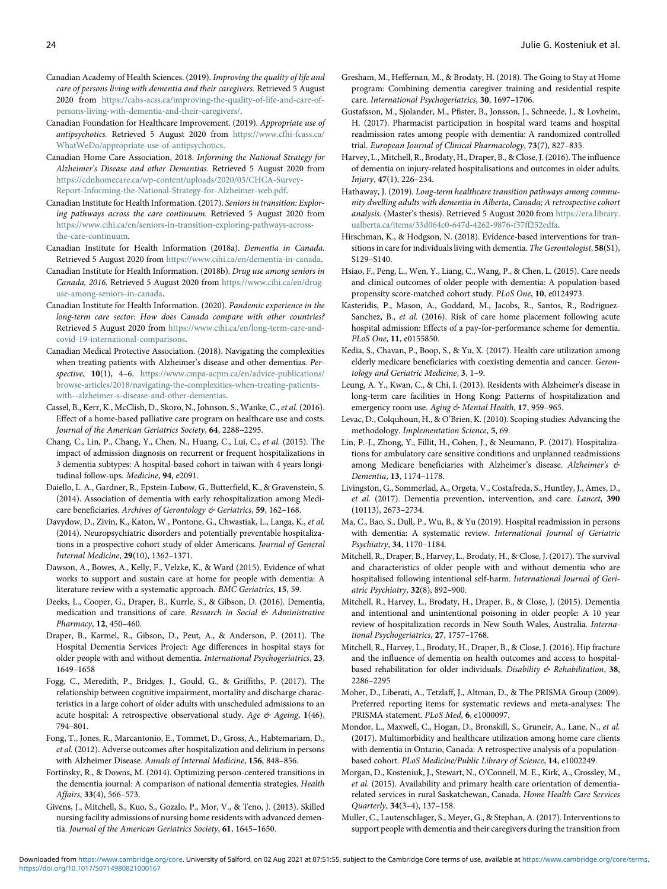Canadian Academy of Health Sciences. (2019). *Improving the quality of life and care of persons living with dementia and their caregivers.* Retrieved 5 August 2020 from https://cahs-acss.ca/improving-the-quality-of-life-and-care-of-persons-living-with-dementia-and-their-caregivers/.

Canadian Foundation for Healthcare Improvement. (2019). *Appropriate use of antipsychotics.* Retrieved 5 August 2020 from https://www.cfhi-fcass.ca/WhatWeDo/appropriate-use-of-antipsychotics.

Canadian Home Care Association, 2018. *Informing the National Strategy for Alzheimer's Disease and other Dementias.* Retrieved 5 August 2020 from https://cdnhomecare.ca/wp-content/uploads/2020/03/CHCA-Survey-Report-Informing-the-National-Strategy-for-Alzheimer-web.pdf.

Canadian Institute for Health Information. (2017). *Seniors in transition: Exploring pathways across the care continuum.* Retrieved 5 August 2020 from https://www.cihi.ca/en/seniors-in-transition-exploring-pathways-across-the-care-continuum.

Canadian Institute for Health Information (2018a). *Dementia in Canada.* Retrieved 5 August 2020 from https://www.cihi.ca/en/dementia-in-canada.

Canadian Institute for Health Information. (2018b). *Drug use among seniors in Canada, 2016.* Retrieved 5 August 2020 from https://www.cihi.ca/en/drug-use-among-seniors-in-canada.

Canadian Institute for Health Information. (2020). *Pandemic experience in the long-term care sector: How does Canada compare with other countries?* Retrieved 5 August 2020 from https://www.cihi.ca/en/long-term-care-and-covid-19-international-comparisons.

Canadian Medical Protective Association. (2018). Navigating the complexities when treating patients with Alzheimer's disease and other dementias. *Perspective*, **10**(1), 4–6. https://www.cmpa-acpm.ca/en/advice-publications/browse-articles/2018/navigating-the-complexities-when-treating-patients-with--alzheimer-s-disease-and-other-dementias.

Cassel, B., Kerr, K., McClish, D., Skoro, N., Johnson, S., Wanke, C., *et al.* (2016). Effect of a home-based palliative care program on healthcare use and costs. *Journal of the American Geriatrics Society*, **64**, 2288–2295.

Chang, C., Lin, P., Chang, Y., Chen, N., Huang, C., Lui, C., *et al.* (2015). The impact of admission diagnosis on recurrent or frequent hospitalizations in 3 dementia subtypes: A hospital-based cohort in taiwan with 4 years longitudinal follow-ups. *Medicine*, **94**, e2091.

Daiello, L. A., Gardner, R., Epstein-Lubow, G., Butterfield, K., & Gravenstein, S. (2014). Association of dementia with early rehospitalization among Medicare beneficiaries. *Archives of Gerontology & Geriatrics*, **59**, 162–168.

Davydow, D., Zivin, K., Katon, W., Pontone, G., Chwastiak, L., Langa, K., *et al.* (2014). Neuropsychiatric disorders and potentially preventable hospitalizations in a prospective cohort study of older Americans. *Journal of General Internal Medicine*, **29**(10), 1362–1371.

Dawson, A., Bowes, A., Kelly, F., Velzke, K., & Ward (2015). Evidence of what works to support and sustain care at home for people with dementia: A literature review with a systematic approach. *BMC Geriatrics*, **15**, 59.

Deeks, L., Cooper, G., Draper, B., Kurrle, S., & Gibson, D. (2016). Dementia, medication and transitions of care. *Research in Social & Administrative Pharmacy*, **12**, 450–460.

Draper, B., Karmel, R., Gibson, D., Peut, A., & Anderson, P. (2011). The Hospital Dementia Services Project: Age differences in hospital stays for older people with and without dementia. *International Psychogeriatrics*, **23**, 1649–1658

Fogg, C., Meredith, P., Bridges, J., Gould, G., & Griffiths, P. (2017). The relationship between cognitive impairment, mortality and discharge characteristics in a large cohort of older adults with unscheduled admissions to an acute hospital: A retrospective observational study. *Age & Ageing*, **1**(46), 794–801.

Fong, T., Jones, R., Marcantonio, E., Tommet, D., Gross, A., Habtemariam, D., *et al.* (2012). Adverse outcomes after hospitalization and delirium in persons with Alzheimer Disease. *Annals of Internal Medicine*, **156**, 848–856.

Fortinsky, R., & Downs, M. (2014). Optimizing person-centered transitions in the dementia journal: A comparison of national dementia strategies. *Health Affairs*, **33**(4), 566–573.

Givens, J., Mitchell, S., Kuo, S., Gozalo, P., Mor, V., & Teno, J. (2013). Skilled nursing facility admissions of nursing home residents with advanced dementia. *Journal of the American Geriatrics Society*, **61**, 1645–1650.

Gresham, M., Heffernan, M., & Brodaty, H. (2018). The Going to Stay at Home program: Combining dementia caregiver training and residential respite care. *International Psychogeriatrics*, **30**, 1697–1706.

Gustafsson, M., Sjolander, M., Pfister, B., Jonsson, J., Schneede, J., & Lovheim, H. (2017). Pharmacist participation in hospital ward teams and hospital readmission rates among people with dementia: A randomized controlled trial. *European Journal of Clinical Pharmacology*, **73**(7), 827–835.

Harvey, L., Mitchell, R., Brodaty, H., Draper, B., & Close, J. (2016). The influence of dementia on injury-related hospitalisations and outcomes in older adults. *Injury*, **47**(1), 226–234.

Hathaway, J. (2019). *Long-term healthcare transition pathways among community dwelling adults with dementia in Alberta, Canada; A retrospective cohort analysis.* (Master's thesis). Retrieved 5 August 2020 from https://era.library.ualberta.ca/items/33d064c0-647d-4262-9876-f37ff252edfa.

Hirschman, K., & Hodgson, N. (2018). Evidence-based interventions for transitions in care for individuals living with dementia. *The Gerontologist*, **58**(S1), S129–S140.

Hsiao, F., Peng, L., Wen, Y., Liang, C., Wang, P., & Chen, L. (2015). Care needs and clinical outcomes of older people with dementia: A population-based propensity score-matched cohort study. *PLoS One*, **10**, e0124973.

Kasteridis, P., Mason, A., Goddard, M., Jacobs, R., Santos, R., Rodriguez-Sanchez, B., *et al.* (2016). Risk of care home placement following acute hospital admission: Effects of a pay-for-performance scheme for dementia. *PLoS One*, **11**, e0155850.

Kedia, S., Chavan, P., Boop, S., & Yu, X. (2017). Health care utilization among elderly medicare beneficiaries with coexisting dementia and cancer. *Gerontology and Geriatric Medicine*, **3**, 1–9.

Leung, A. Y., Kwan, C., & Chi, I. (2013). Residents with Alzheimer's disease in long-term care facilities in Hong Kong: Patterns of hospitalization and emergency room use. *Aging & Mental Health*, **17**, 959–965.

Levac, D., Colquhoun, H., & O'Brien, K. (2010). Scoping studies: Advancing the methodology. *Implementation Science*, **5**, 69.

Lin, P.-J., Zhong, Y., Fillit, H., Cohen, J., & Neumann, P. (2017). Hospitalizations for ambulatory care sensitive conditions and unplanned readmissions among Medicare beneficiaries with Alzheimer's disease. *Alzheimer's & Dementia*, **13**, 1174–1178.

Livingston, G., Sommerlad, A., Orgeta, V., Costafreda, S., Huntley, J., Ames, D., *et al.* (2017). Dementia prevention, intervention, and care. *Lancet*, **390** (10113), 2673–2734.

Ma, C., Bao, S., Dull, P., Wu, B., & Yu (2019). Hospital readmission in persons with dementia: A systematic review. *International Journal of Geriatric Psychiatry*, **34**, 1170–1184.

Mitchell, R., Draper, B., Harvey, L., Brodaty, H., & Close, J. (2017). The survival and characteristics of older people with and without dementia who are hospitalised following intentional self-harm. *International Journal of Geriatric Psychiatry*, **32**(8), 892–900.

Mitchell, R., Harvey, L., Brodaty, H., Draper, B., & Close, J. (2015). Dementia and intentional and unintentional poisoning in older people: A 10 year review of hospitalization records in New South Wales, Australia. *International Psychogeriatrics*, **27**, 1757–1768.

Mitchell, R., Harvey, L., Brodaty, H., Draper, B., & Close, J. (2016). Hip fracture and the influence of dementia on health outcomes and access to hospital-based rehabilitation for older individuals. *Disability & Rehabilitation*, **38**, 2286–2295

Moher, D., Liberati, A., Tetzlaff, J., Altman, D., & The PRISMA Group (2009). Preferred reporting items for systematic reviews and meta-analyses: The PRISMA statement. *PLoS Med*, **6**, e1000097.

Mondor, L., Maxwell, C., Hogan, D., Bronskill, S., Gruneir, A., Lane, N., *et al.* (2017). Multimorbidity and healthcare utilization among home care clients with dementia in Ontario, Canada: A retrospective analysis of a population-based cohort. *PLoS Medicine/Public Library of Science*, **14**, e1002249.

Morgan, D., Kosteniuk, J., Stewart, N., O'Connell, M. E., Kirk, A., Crossley, M., *et al.* (2015). Availability and primary health care orientation of dementia-related services in rural Saskatchewan, Canada. *Home Health Care Services Quarterly*, **34**(3–4), 137–158.

Muller, C., Lautenschlager, S., Meyer, G., & Stephan, A. (2017). Interventions to support people with dementia and their caregivers during the transition from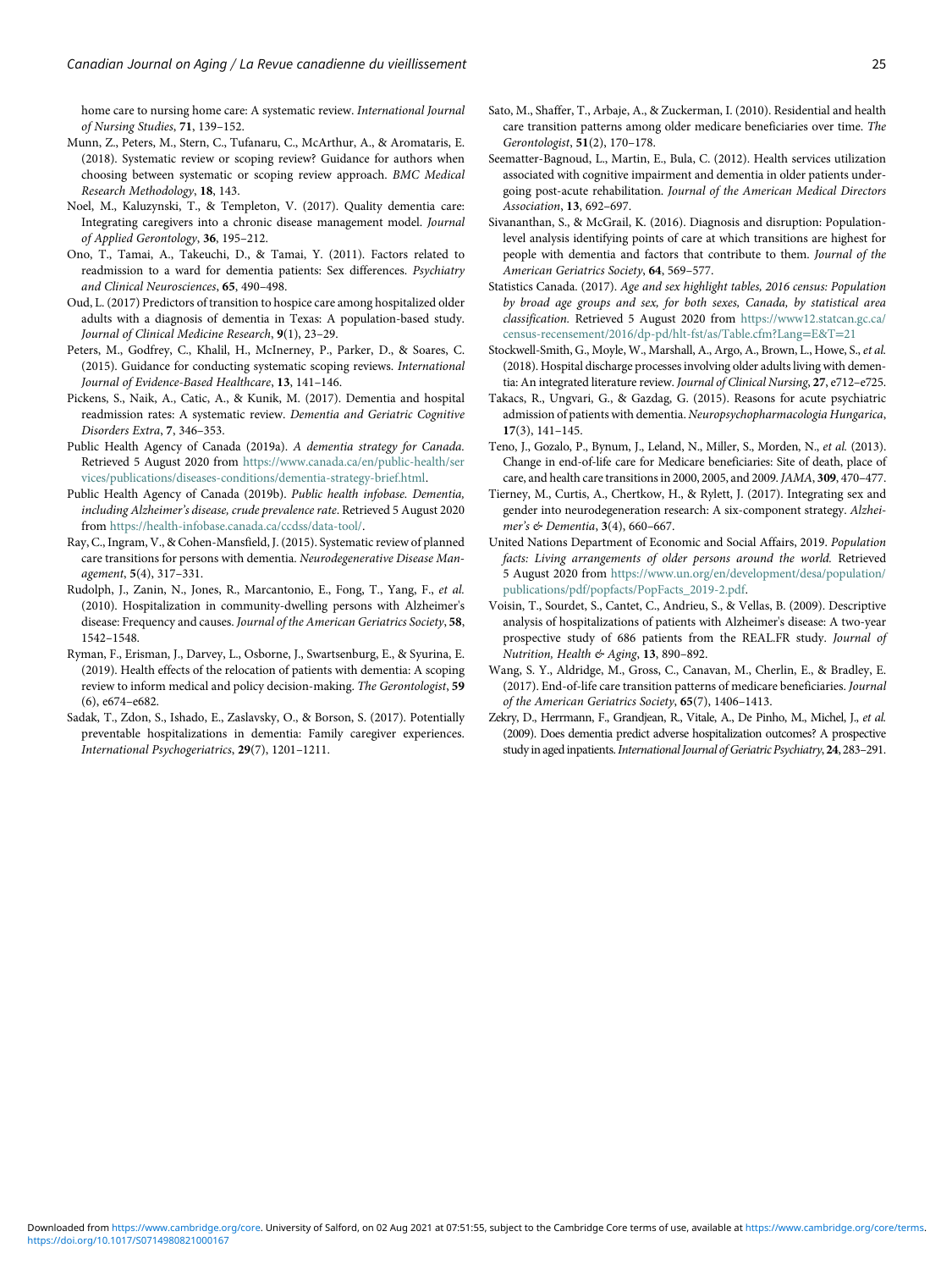home care to nursing home care: A systematic review. *International Journal of Nursing Studies*, **71**, 139–152.

Munn, Z., Peters, M., Stern, C., Tufanaru, C., McArthur, A., & Aromataris, E. (2018). Systematic review or scoping review? Guidance for authors when choosing between systematic or scoping review approach. *BMC Medical Research Methodology*, **18**, 143.

Noel, M., Kaluzynski, T., & Templeton, V. (2017). Quality dementia care: Integrating caregivers into a chronic disease management model. *Journal of Applied Gerontology*, **36**, 195–212.

Ono, T., Tamai, A., Takeuchi, D., & Tamai, Y. (2011). Factors related to readmission to a ward for dementia patients: Sex differences. *Psychiatry and Clinical Neurosciences*, **65**, 490–498.

Oud, L. (2017) Predictors of transition to hospice care among hospitalized older adults with a diagnosis of dementia in Texas: A population-based study. *Journal of Clinical Medicine Research*, **9**(1), 23–29.

Peters, M., Godfrey, C., Khalil, H., McInerney, P., Parker, D., & Soares, C. (2015). Guidance for conducting systematic scoping reviews. *International Journal of Evidence-Based Healthcare*, **13**, 141–146.

Pickens, S., Naik, A., Catic, A., & Kunik, M. (2017). Dementia and hospital readmission rates: A systematic review. *Dementia and Geriatric Cognitive Disorders Extra*, **7**, 346–353.

Public Health Agency of Canada (2019a). *A dementia strategy for Canada*. Retrieved 5 August 2020 from https://www.canada.ca/en/public-health/services/publications/diseases-conditions/dementia-strategy-brief.html.

Public Health Agency of Canada (2019b). *Public health infobase. Dementia, including Alzheimer's disease, crude prevalence rate*. Retrieved 5 August 2020 from https://health-infobase.canada.ca/ccdss/data-tool/.

Ray, C., Ingram, V., & Cohen-Mansfield, J. (2015). Systematic review of planned care transitions for persons with dementia. *Neurodegenerative Disease Management*, **5**(4), 317–331.

Rudolph, J., Zanin, N., Jones, R., Marcantonio, E., Fong, T., Yang, F., *et al.* (2010). Hospitalization in community-dwelling persons with Alzheimer's disease: Frequency and causes. *Journal of the American Geriatrics Society*, **58**, 1542–1548.

Ryman, F., Erisman, J., Darvey, L., Osborne, J., Swartsenburg, E., & Syurina, E. (2019). Health effects of the relocation of patients with dementia: A scoping review to inform medical and policy decision-making. *The Gerontologist*, **59** (6), e674–e682.

Sadak, T., Zdon, S., Ishado, E., Zaslavsky, O., & Borson, S. (2017). Potentially preventable hospitalizations in dementia: Family caregiver experiences. *International Psychogeriatrics*, **29**(7), 1201–1211.

Sato, M., Shaffer, T., Arbaje, A., & Zuckerman, I. (2010). Residential and health care transition patterns among older medicare beneficiaries over time. *The Gerontologist*, **51**(2), 170–178.

Seematter-Bagnoud, L., Martin, E., Bula, C. (2012). Health services utilization associated with cognitive impairment and dementia in older patients undergoing post-acute rehabilitation. *Journal of the American Medical Directors Association*, **13**, 692–697.

Sivananthan, S., & McGrail, K. (2016). Diagnosis and disruption: Population-level analysis identifying points of care at which transitions are highest for people with dementia and factors that contribute to them. *Journal of the American Geriatrics Society*, **64**, 569–577.

Statistics Canada. (2017). *Age and sex highlight tables, 2016 census: Population by broad age groups and sex, for both sexes, Canada, by statistical area classification.* Retrieved 5 August 2020 from https://www12.statcan.gc.ca/census-recensement/2016/dp-pd/hlt-fst/as/Table.cfm?Lang=E&T=21

Stockwell-Smith, G., Moyle, W., Marshall, A., Argo, A., Brown, L., Howe, S., *et al.* (2018). Hospital discharge processes involving older adults living with dementia: An integrated literature review. *Journal of Clinical Nursing*, **27**, e712–e725.

Takacs, R., Ungvari, G., & Gazdag, G. (2015). Reasons for acute psychiatric admission of patients with dementia. *Neuropsychopharmacologia Hungarica*, **17**(3), 141–145.

Teno, J., Gozalo, P., Bynum, J., Leland, N., Miller, S., Morden, N., *et al.* (2013). Change in end-of-life care for Medicare beneficiaries: Site of death, place of care, and health care transitions in 2000, 2005, and 2009. *JAMA*, **309**, 470–477.

Tierney, M., Curtis, A., Chertkow, H., & Rylett, J. (2017). Integrating sex and gender into neurodegeneration research: A six-component strategy. *Alzheimer's & Dementia*, **3**(4), 660–667.

United Nations Department of Economic and Social Affairs, 2019. *Population facts: Living arrangements of older persons around the world.* Retrieved 5 August 2020 from https://www.un.org/en/development/desa/population/publications/pdf/popfacts/PopFacts_2019-2.pdf.

Voisin, T., Sourdet, S., Cantet, C., Andrieu, S., & Vellas, B. (2009). Descriptive analysis of hospitalizations of patients with Alzheimer's disease: A two-year prospective study of 686 patients from the REAL.FR study. *Journal of Nutrition, Health & Aging*, **13**, 890–892.

Wang, S. Y., Aldridge, M., Gross, C., Canavan, M., Cherlin, E., & Bradley, E. (2017). End-of-life care transition patterns of medicare beneficiaries. *Journal of the American Geriatrics Society*, **65**(7), 1406–1413.

Zekry, D., Herrmann, F., Grandjean, R., Vitale, A., De Pinho, M., Michel, J., *et al.* (2009). Does dementia predict adverse hospitalization outcomes? A prospective study in aged inpatients. *International Journal of Geriatric Psychiatry*, **24**, 283–291.